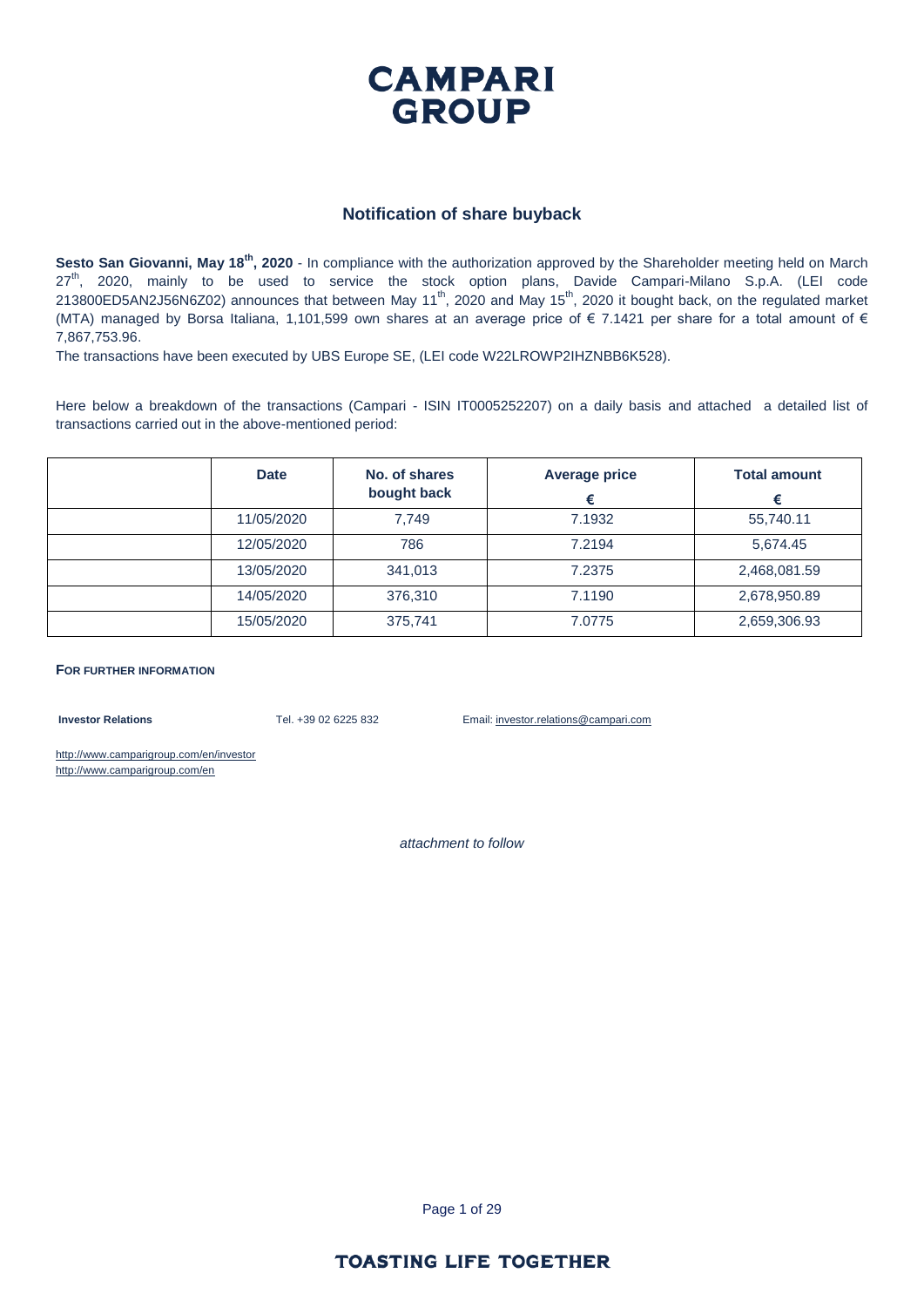# CAMPARI GROUP

## Notification of share buyback

**Sesto San Giovanni, May 18th, 2020** - In compliance with the authorization approved by the Shareholder meeting held on March 27th, 2020, mainly to be used to service the stock option plans, Davide Campari-Milano S.p.A. (LEI code 213800ED5AN2J56N6Z02) announces that between May 11th, 2020 and May 15th, 2020 it bought back, on the regulated market (MTA) managed by Borsa Italiana, 1,101,599 own shares at an average price of € 7.1421 per share for a total amount of € 7,867,753.96.

The transactions have been executed by UBS Europe SE, (LEI code W22LROWP2IHZNBB6K528).

Here below a breakdown of the transactions (Campari - ISIN IT0005252207) on a daily basis and attached a detailed list of transactions carried out in the above-mentioned period:

| | Date | No. of shares bought back | Average price € | Total amount € |
|---|---|---|---|---|
| | 11/05/2020 | 7,749 | 7.1932 | 55,740.11 |
| | 12/05/2020 | 786 | 7.2194 | 5,674.45 |
| | 13/05/2020 | 341,013 | 7.2375 | 2,468,081.59 |
| | 14/05/2020 | 376,310 | 7.1190 | 2,678,950.89 |
| | 15/05/2020 | 375,741 | 7.0775 | 2,659,306.93 |

**FOR FURTHER INFORMATION**

**Investor Relations** Tel. +39 02 6225 832 Email: investor.relations@campari.com

http://www.camparigroup.com/en/investor
http://www.camparigroup.com/en

*attachment to follow*

TOASTING LIFE TOGETHER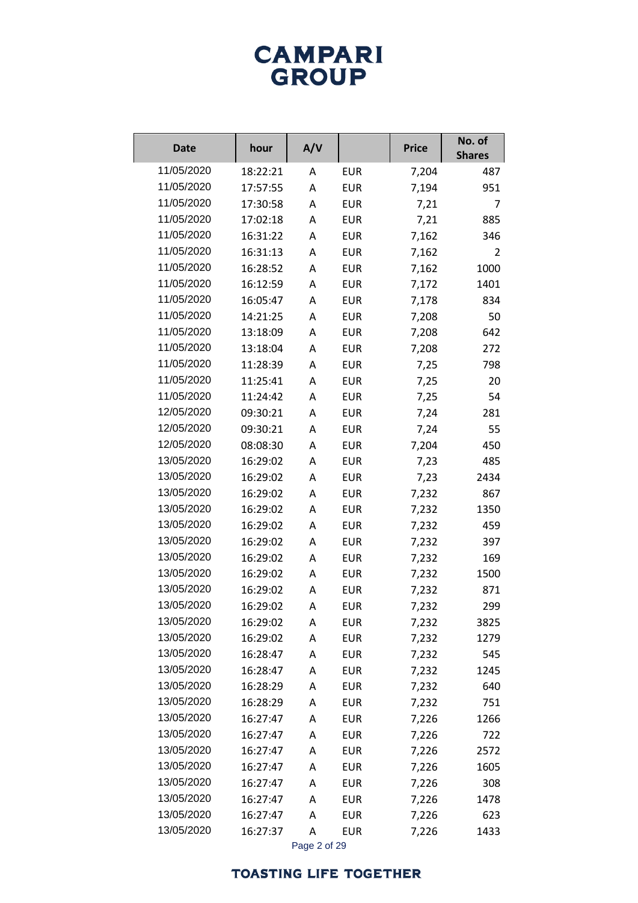| Date | hour | A/V | | Price | No. of Shares |
|---|---|---|---|---|---|
| 11/05/2020 | 18:22:21 | A | EUR | 7,204 | 487 |
| 11/05/2020 | 17:57:55 | A | EUR | 7,194 | 951 |
| 11/05/2020 | 17:30:58 | A | EUR | 7,21 | 7 |
| 11/05/2020 | 17:02:18 | A | EUR | 7,21 | 885 |
| 11/05/2020 | 16:31:22 | A | EUR | 7,162 | 346 |
| 11/05/2020 | 16:31:13 | A | EUR | 7,162 | 2 |
| 11/05/2020 | 16:28:52 | A | EUR | 7,162 | 1000 |
| 11/05/2020 | 16:12:59 | A | EUR | 7,172 | 1401 |
| 11/05/2020 | 16:05:47 | A | EUR | 7,178 | 834 |
| 11/05/2020 | 14:21:25 | A | EUR | 7,208 | 50 |
| 11/05/2020 | 13:18:09 | A | EUR | 7,208 | 642 |
| 11/05/2020 | 13:18:04 | A | EUR | 7,208 | 272 |
| 11/05/2020 | 11:28:39 | A | EUR | 7,25 | 798 |
| 11/05/2020 | 11:25:41 | A | EUR | 7,25 | 20 |
| 11/05/2020 | 11:24:42 | A | EUR | 7,25 | 54 |
| 12/05/2020 | 09:30:21 | A | EUR | 7,24 | 281 |
| 12/05/2020 | 09:30:21 | A | EUR | 7,24 | 55 |
| 12/05/2020 | 08:08:30 | A | EUR | 7,204 | 450 |
| 13/05/2020 | 16:29:02 | A | EUR | 7,23 | 485 |
| 13/05/2020 | 16:29:02 | A | EUR | 7,23 | 2434 |
| 13/05/2020 | 16:29:02 | A | EUR | 7,232 | 867 |
| 13/05/2020 | 16:29:02 | A | EUR | 7,232 | 1350 |
| 13/05/2020 | 16:29:02 | A | EUR | 7,232 | 459 |
| 13/05/2020 | 16:29:02 | A | EUR | 7,232 | 397 |
| 13/05/2020 | 16:29:02 | A | EUR | 7,232 | 169 |
| 13/05/2020 | 16:29:02 | A | EUR | 7,232 | 1500 |
| 13/05/2020 | 16:29:02 | A | EUR | 7,232 | 871 |
| 13/05/2020 | 16:29:02 | A | EUR | 7,232 | 299 |
| 13/05/2020 | 16:29:02 | A | EUR | 7,232 | 3825 |
| 13/05/2020 | 16:29:02 | A | EUR | 7,232 | 1279 |
| 13/05/2020 | 16:28:47 | A | EUR | 7,232 | 545 |
| 13/05/2020 | 16:28:47 | A | EUR | 7,232 | 1245 |
| 13/05/2020 | 16:28:29 | A | EUR | 7,232 | 640 |
| 13/05/2020 | 16:28:29 | A | EUR | 7,232 | 751 |
| 13/05/2020 | 16:27:47 | A | EUR | 7,226 | 1266 |
| 13/05/2020 | 16:27:47 | A | EUR | 7,226 | 722 |
| 13/05/2020 | 16:27:47 | A | EUR | 7,226 | 2572 |
| 13/05/2020 | 16:27:47 | A | EUR | 7,226 | 1605 |
| 13/05/2020 | 16:27:47 | A | EUR | 7,226 | 308 |
| 13/05/2020 | 16:27:47 | A | EUR | 7,226 | 1478 |
| 13/05/2020 | 16:27:47 | A | EUR | 7,226 | 623 |
| 13/05/2020 | 16:27:37 | A | EUR | 7,226 | 1433 |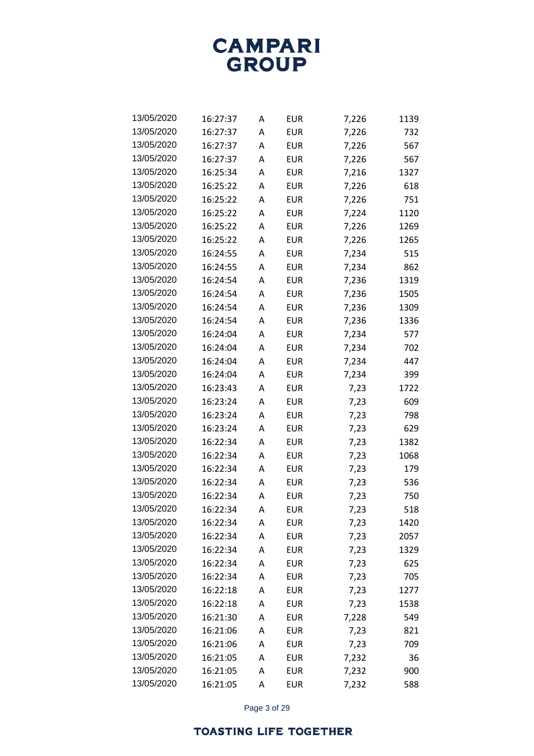| | | | | | |
|---|---|---|---|---|---|
| 13/05/2020 | 16:27:37 | A | EUR | 7,226 | 1139 |
| 13/05/2020 | 16:27:37 | A | EUR | 7,226 | 732 |
| 13/05/2020 | 16:27:37 | A | EUR | 7,226 | 567 |
| 13/05/2020 | 16:27:37 | A | EUR | 7,226 | 567 |
| 13/05/2020 | 16:25:34 | A | EUR | 7,216 | 1327 |
| 13/05/2020 | 16:25:22 | A | EUR | 7,226 | 618 |
| 13/05/2020 | 16:25:22 | A | EUR | 7,226 | 751 |
| 13/05/2020 | 16:25:22 | A | EUR | 7,224 | 1120 |
| 13/05/2020 | 16:25:22 | A | EUR | 7,226 | 1269 |
| 13/05/2020 | 16:25:22 | A | EUR | 7,226 | 1265 |
| 13/05/2020 | 16:24:55 | A | EUR | 7,234 | 515 |
| 13/05/2020 | 16:24:55 | A | EUR | 7,234 | 862 |
| 13/05/2020 | 16:24:54 | A | EUR | 7,236 | 1319 |
| 13/05/2020 | 16:24:54 | A | EUR | 7,236 | 1505 |
| 13/05/2020 | 16:24:54 | A | EUR | 7,236 | 1309 |
| 13/05/2020 | 16:24:54 | A | EUR | 7,236 | 1336 |
| 13/05/2020 | 16:24:04 | A | EUR | 7,234 | 577 |
| 13/05/2020 | 16:24:04 | A | EUR | 7,234 | 702 |
| 13/05/2020 | 16:24:04 | A | EUR | 7,234 | 447 |
| 13/05/2020 | 16:24:04 | A | EUR | 7,234 | 399 |
| 13/05/2020 | 16:23:43 | A | EUR | 7,23 | 1722 |
| 13/05/2020 | 16:23:24 | A | EUR | 7,23 | 609 |
| 13/05/2020 | 16:23:24 | A | EUR | 7,23 | 798 |
| 13/05/2020 | 16:23:24 | A | EUR | 7,23 | 629 |
| 13/05/2020 | 16:22:34 | A | EUR | 7,23 | 1382 |
| 13/05/2020 | 16:22:34 | A | EUR | 7,23 | 1068 |
| 13/05/2020 | 16:22:34 | A | EUR | 7,23 | 179 |
| 13/05/2020 | 16:22:34 | A | EUR | 7,23 | 536 |
| 13/05/2020 | 16:22:34 | A | EUR | 7,23 | 750 |
| 13/05/2020 | 16:22:34 | A | EUR | 7,23 | 518 |
| 13/05/2020 | 16:22:34 | A | EUR | 7,23 | 1420 |
| 13/05/2020 | 16:22:34 | A | EUR | 7,23 | 2057 |
| 13/05/2020 | 16:22:34 | A | EUR | 7,23 | 1329 |
| 13/05/2020 | 16:22:34 | A | EUR | 7,23 | 625 |
| 13/05/2020 | 16:22:34 | A | EUR | 7,23 | 705 |
| 13/05/2020 | 16:22:18 | A | EUR | 7,23 | 1277 |
| 13/05/2020 | 16:22:18 | A | EUR | 7,23 | 1538 |
| 13/05/2020 | 16:21:30 | A | EUR | 7,228 | 549 |
| 13/05/2020 | 16:21:06 | A | EUR | 7,23 | 821 |
| 13/05/2020 | 16:21:06 | A | EUR | 7,23 | 709 |
| 13/05/2020 | 16:21:05 | A | EUR | 7,232 | 36 |
| 13/05/2020 | 16:21:05 | A | EUR | 7,232 | 900 |
| 13/05/2020 | 16:21:05 | A | EUR | 7,232 | 588 |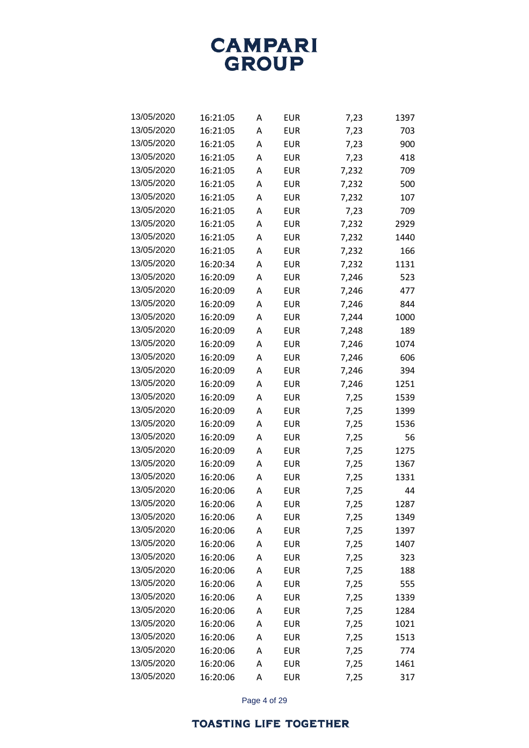| | | | | | |
|---|---|---|---|---|---|
| 13/05/2020 | 16:21:05 | A | EUR | 7,23 | 1397 |
| 13/05/2020 | 16:21:05 | A | EUR | 7,23 | 703 |
| 13/05/2020 | 16:21:05 | A | EUR | 7,23 | 900 |
| 13/05/2020 | 16:21:05 | A | EUR | 7,23 | 418 |
| 13/05/2020 | 16:21:05 | A | EUR | 7,232 | 709 |
| 13/05/2020 | 16:21:05 | A | EUR | 7,232 | 500 |
| 13/05/2020 | 16:21:05 | A | EUR | 7,232 | 107 |
| 13/05/2020 | 16:21:05 | A | EUR | 7,23 | 709 |
| 13/05/2020 | 16:21:05 | A | EUR | 7,232 | 2929 |
| 13/05/2020 | 16:21:05 | A | EUR | 7,232 | 1440 |
| 13/05/2020 | 16:21:05 | A | EUR | 7,232 | 166 |
| 13/05/2020 | 16:20:34 | A | EUR | 7,232 | 1131 |
| 13/05/2020 | 16:20:09 | A | EUR | 7,246 | 523 |
| 13/05/2020 | 16:20:09 | A | EUR | 7,246 | 477 |
| 13/05/2020 | 16:20:09 | A | EUR | 7,246 | 844 |
| 13/05/2020 | 16:20:09 | A | EUR | 7,244 | 1000 |
| 13/05/2020 | 16:20:09 | A | EUR | 7,248 | 189 |
| 13/05/2020 | 16:20:09 | A | EUR | 7,246 | 1074 |
| 13/05/2020 | 16:20:09 | A | EUR | 7,246 | 606 |
| 13/05/2020 | 16:20:09 | A | EUR | 7,246 | 394 |
| 13/05/2020 | 16:20:09 | A | EUR | 7,246 | 1251 |
| 13/05/2020 | 16:20:09 | A | EUR | 7,25 | 1539 |
| 13/05/2020 | 16:20:09 | A | EUR | 7,25 | 1399 |
| 13/05/2020 | 16:20:09 | A | EUR | 7,25 | 1536 |
| 13/05/2020 | 16:20:09 | A | EUR | 7,25 | 56 |
| 13/05/2020 | 16:20:09 | A | EUR | 7,25 | 1275 |
| 13/05/2020 | 16:20:09 | A | EUR | 7,25 | 1367 |
| 13/05/2020 | 16:20:06 | A | EUR | 7,25 | 1331 |
| 13/05/2020 | 16:20:06 | A | EUR | 7,25 | 44 |
| 13/05/2020 | 16:20:06 | A | EUR | 7,25 | 1287 |
| 13/05/2020 | 16:20:06 | A | EUR | 7,25 | 1349 |
| 13/05/2020 | 16:20:06 | A | EUR | 7,25 | 1397 |
| 13/05/2020 | 16:20:06 | A | EUR | 7,25 | 1407 |
| 13/05/2020 | 16:20:06 | A | EUR | 7,25 | 323 |
| 13/05/2020 | 16:20:06 | A | EUR | 7,25 | 188 |
| 13/05/2020 | 16:20:06 | A | EUR | 7,25 | 555 |
| 13/05/2020 | 16:20:06 | A | EUR | 7,25 | 1339 |
| 13/05/2020 | 16:20:06 | A | EUR | 7,25 | 1284 |
| 13/05/2020 | 16:20:06 | A | EUR | 7,25 | 1021 |
| 13/05/2020 | 16:20:06 | A | EUR | 7,25 | 1513 |
| 13/05/2020 | 16:20:06 | A | EUR | 7,25 | 774 |
| 13/05/2020 | 16:20:06 | A | EUR | 7,25 | 1461 |
| 13/05/2020 | 16:20:06 | A | EUR | 7,25 | 317 |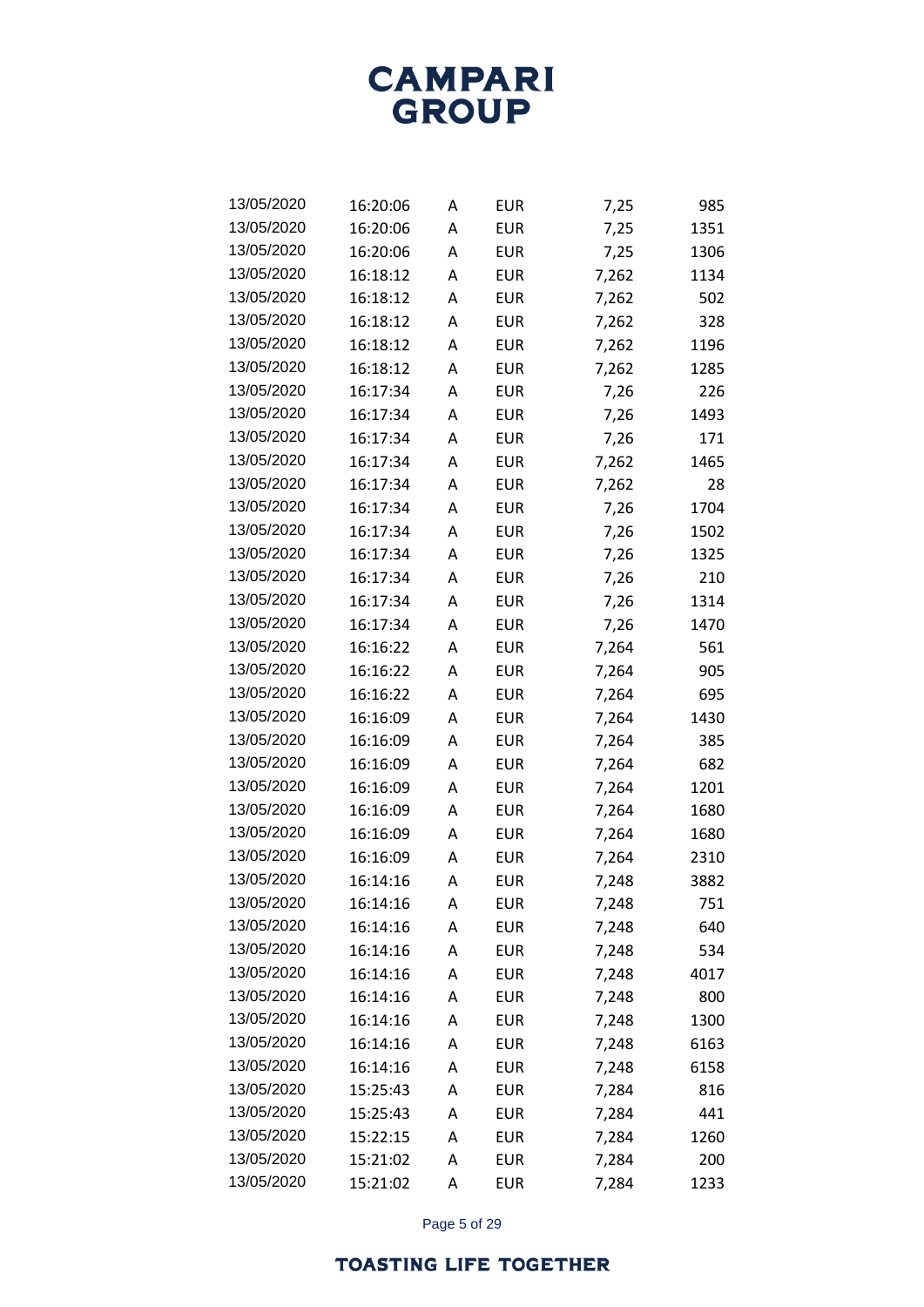| | | | | | |
|---|---|---|---|---|---|
| 13/05/2020 | 16:20:06 | A | EUR | 7,25 | 985 |
| 13/05/2020 | 16:20:06 | A | EUR | 7,25 | 1351 |
| 13/05/2020 | 16:20:06 | A | EUR | 7,25 | 1306 |
| 13/05/2020 | 16:18:12 | A | EUR | 7,262 | 1134 |
| 13/05/2020 | 16:18:12 | A | EUR | 7,262 | 502 |
| 13/05/2020 | 16:18:12 | A | EUR | 7,262 | 328 |
| 13/05/2020 | 16:18:12 | A | EUR | 7,262 | 1196 |
| 13/05/2020 | 16:18:12 | A | EUR | 7,262 | 1285 |
| 13/05/2020 | 16:17:34 | A | EUR | 7,26 | 226 |
| 13/05/2020 | 16:17:34 | A | EUR | 7,26 | 1493 |
| 13/05/2020 | 16:17:34 | A | EUR | 7,26 | 171 |
| 13/05/2020 | 16:17:34 | A | EUR | 7,262 | 1465 |
| 13/05/2020 | 16:17:34 | A | EUR | 7,262 | 28 |
| 13/05/2020 | 16:17:34 | A | EUR | 7,26 | 1704 |
| 13/05/2020 | 16:17:34 | A | EUR | 7,26 | 1502 |
| 13/05/2020 | 16:17:34 | A | EUR | 7,26 | 1325 |
| 13/05/2020 | 16:17:34 | A | EUR | 7,26 | 210 |
| 13/05/2020 | 16:17:34 | A | EUR | 7,26 | 1314 |
| 13/05/2020 | 16:17:34 | A | EUR | 7,26 | 1470 |
| 13/05/2020 | 16:16:22 | A | EUR | 7,264 | 561 |
| 13/05/2020 | 16:16:22 | A | EUR | 7,264 | 905 |
| 13/05/2020 | 16:16:22 | A | EUR | 7,264 | 695 |
| 13/05/2020 | 16:16:09 | A | EUR | 7,264 | 1430 |
| 13/05/2020 | 16:16:09 | A | EUR | 7,264 | 385 |
| 13/05/2020 | 16:16:09 | A | EUR | 7,264 | 682 |
| 13/05/2020 | 16:16:09 | A | EUR | 7,264 | 1201 |
| 13/05/2020 | 16:16:09 | A | EUR | 7,264 | 1680 |
| 13/05/2020 | 16:16:09 | A | EUR | 7,264 | 1680 |
| 13/05/2020 | 16:16:09 | A | EUR | 7,264 | 2310 |
| 13/05/2020 | 16:14:16 | A | EUR | 7,248 | 3882 |
| 13/05/2020 | 16:14:16 | A | EUR | 7,248 | 751 |
| 13/05/2020 | 16:14:16 | A | EUR | 7,248 | 640 |
| 13/05/2020 | 16:14:16 | A | EUR | 7,248 | 534 |
| 13/05/2020 | 16:14:16 | A | EUR | 7,248 | 4017 |
| 13/05/2020 | 16:14:16 | A | EUR | 7,248 | 800 |
| 13/05/2020 | 16:14:16 | A | EUR | 7,248 | 1300 |
| 13/05/2020 | 16:14:16 | A | EUR | 7,248 | 6163 |
| 13/05/2020 | 16:14:16 | A | EUR | 7,248 | 6158 |
| 13/05/2020 | 15:25:43 | A | EUR | 7,284 | 816 |
| 13/05/2020 | 15:25:43 | A | EUR | 7,284 | 441 |
| 13/05/2020 | 15:22:15 | A | EUR | 7,284 | 1260 |
| 13/05/2020 | 15:21:02 | A | EUR | 7,284 | 200 |
| 13/05/2020 | 15:21:02 | A | EUR | 7,284 | 1233 |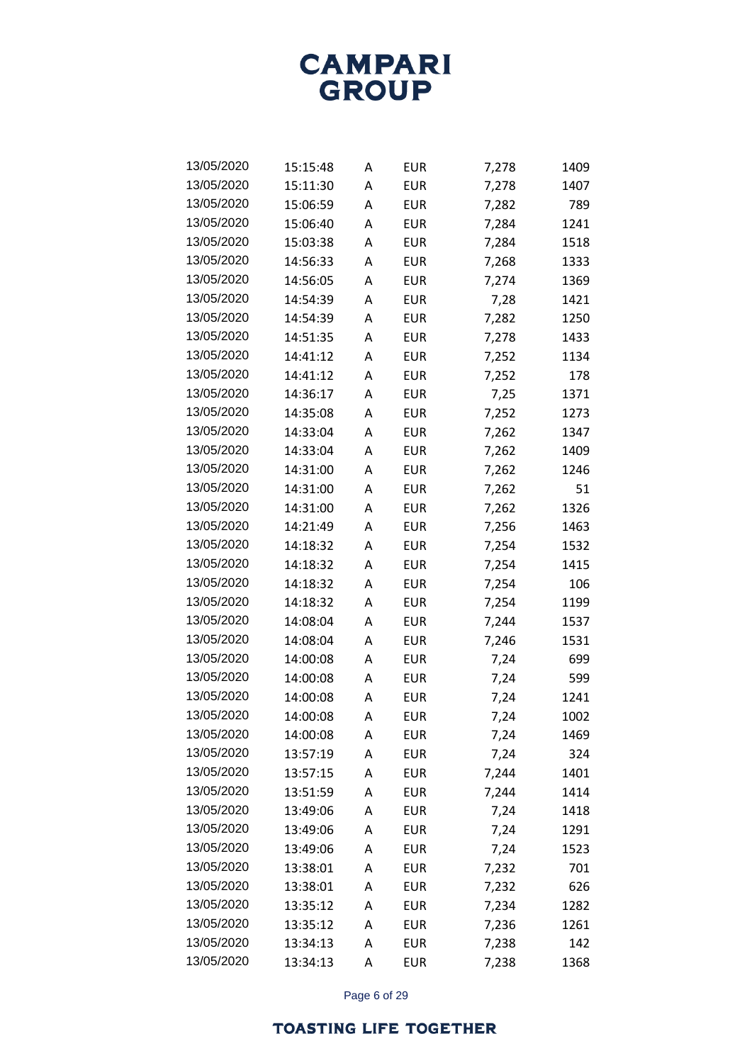| | | | | | |
|---|---|---|---|---|---|
| 13/05/2020 | 15:15:48 | A | EUR | 7,278 | 1409 |
| 13/05/2020 | 15:11:30 | A | EUR | 7,278 | 1407 |
| 13/05/2020 | 15:06:59 | A | EUR | 7,282 | 789 |
| 13/05/2020 | 15:06:40 | A | EUR | 7,284 | 1241 |
| 13/05/2020 | 15:03:38 | A | EUR | 7,284 | 1518 |
| 13/05/2020 | 14:56:33 | A | EUR | 7,268 | 1333 |
| 13/05/2020 | 14:56:05 | A | EUR | 7,274 | 1369 |
| 13/05/2020 | 14:54:39 | A | EUR | 7,28 | 1421 |
| 13/05/2020 | 14:54:39 | A | EUR | 7,282 | 1250 |
| 13/05/2020 | 14:51:35 | A | EUR | 7,278 | 1433 |
| 13/05/2020 | 14:41:12 | A | EUR | 7,252 | 1134 |
| 13/05/2020 | 14:41:12 | A | EUR | 7,252 | 178 |
| 13/05/2020 | 14:36:17 | A | EUR | 7,25 | 1371 |
| 13/05/2020 | 14:35:08 | A | EUR | 7,252 | 1273 |
| 13/05/2020 | 14:33:04 | A | EUR | 7,262 | 1347 |
| 13/05/2020 | 14:33:04 | A | EUR | 7,262 | 1409 |
| 13/05/2020 | 14:31:00 | A | EUR | 7,262 | 1246 |
| 13/05/2020 | 14:31:00 | A | EUR | 7,262 | 51 |
| 13/05/2020 | 14:31:00 | A | EUR | 7,262 | 1326 |
| 13/05/2020 | 14:21:49 | A | EUR | 7,256 | 1463 |
| 13/05/2020 | 14:18:32 | A | EUR | 7,254 | 1532 |
| 13/05/2020 | 14:18:32 | A | EUR | 7,254 | 1415 |
| 13/05/2020 | 14:18:32 | A | EUR | 7,254 | 106 |
| 13/05/2020 | 14:18:32 | A | EUR | 7,254 | 1199 |
| 13/05/2020 | 14:08:04 | A | EUR | 7,244 | 1537 |
| 13/05/2020 | 14:08:04 | A | EUR | 7,246 | 1531 |
| 13/05/2020 | 14:00:08 | A | EUR | 7,24 | 699 |
| 13/05/2020 | 14:00:08 | A | EUR | 7,24 | 599 |
| 13/05/2020 | 14:00:08 | A | EUR | 7,24 | 1241 |
| 13/05/2020 | 14:00:08 | A | EUR | 7,24 | 1002 |
| 13/05/2020 | 14:00:08 | A | EUR | 7,24 | 1469 |
| 13/05/2020 | 13:57:19 | A | EUR | 7,24 | 324 |
| 13/05/2020 | 13:57:15 | A | EUR | 7,244 | 1401 |
| 13/05/2020 | 13:51:59 | A | EUR | 7,244 | 1414 |
| 13/05/2020 | 13:49:06 | A | EUR | 7,24 | 1418 |
| 13/05/2020 | 13:49:06 | A | EUR | 7,24 | 1291 |
| 13/05/2020 | 13:49:06 | A | EUR | 7,24 | 1523 |
| 13/05/2020 | 13:38:01 | A | EUR | 7,232 | 701 |
| 13/05/2020 | 13:38:01 | A | EUR | 7,232 | 626 |
| 13/05/2020 | 13:35:12 | A | EUR | 7,234 | 1282 |
| 13/05/2020 | 13:35:12 | A | EUR | 7,236 | 1261 |
| 13/05/2020 | 13:34:13 | A | EUR | 7,238 | 142 |
| 13/05/2020 | 13:34:13 | A | EUR | 7,238 | 1368 |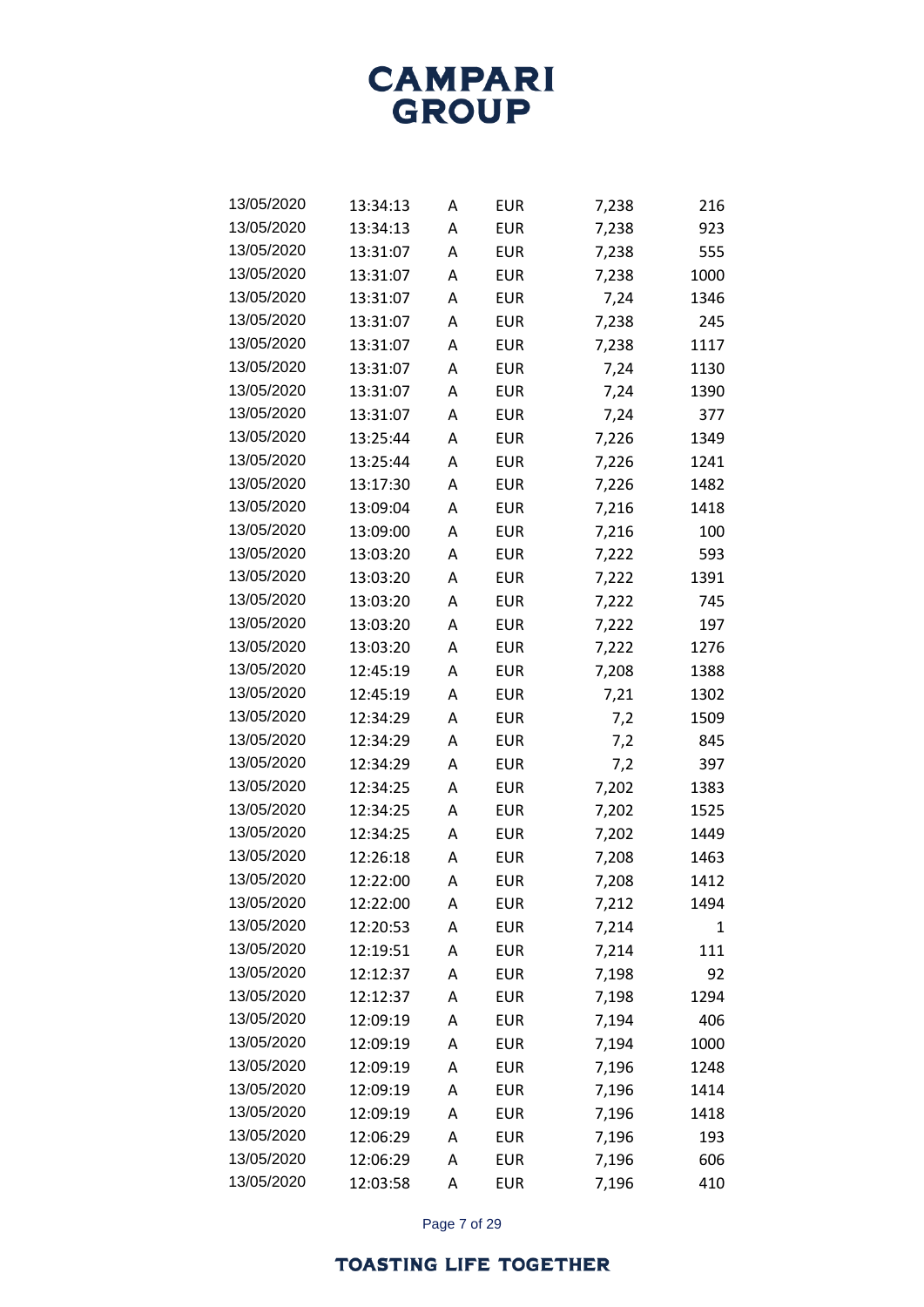| | | | | | |
|---|---|---|---|---|---|
| 13/05/2020 | 13:34:13 | A | EUR | 7,238 | 216 |
| 13/05/2020 | 13:34:13 | A | EUR | 7,238 | 923 |
| 13/05/2020 | 13:31:07 | A | EUR | 7,238 | 555 |
| 13/05/2020 | 13:31:07 | A | EUR | 7,238 | 1000 |
| 13/05/2020 | 13:31:07 | A | EUR | 7,24 | 1346 |
| 13/05/2020 | 13:31:07 | A | EUR | 7,238 | 245 |
| 13/05/2020 | 13:31:07 | A | EUR | 7,238 | 1117 |
| 13/05/2020 | 13:31:07 | A | EUR | 7,24 | 1130 |
| 13/05/2020 | 13:31:07 | A | EUR | 7,24 | 1390 |
| 13/05/2020 | 13:31:07 | A | EUR | 7,24 | 377 |
| 13/05/2020 | 13:25:44 | A | EUR | 7,226 | 1349 |
| 13/05/2020 | 13:25:44 | A | EUR | 7,226 | 1241 |
| 13/05/2020 | 13:17:30 | A | EUR | 7,226 | 1482 |
| 13/05/2020 | 13:09:04 | A | EUR | 7,216 | 1418 |
| 13/05/2020 | 13:09:00 | A | EUR | 7,216 | 100 |
| 13/05/2020 | 13:03:20 | A | EUR | 7,222 | 593 |
| 13/05/2020 | 13:03:20 | A | EUR | 7,222 | 1391 |
| 13/05/2020 | 13:03:20 | A | EUR | 7,222 | 745 |
| 13/05/2020 | 13:03:20 | A | EUR | 7,222 | 197 |
| 13/05/2020 | 13:03:20 | A | EUR | 7,222 | 1276 |
| 13/05/2020 | 12:45:19 | A | EUR | 7,208 | 1388 |
| 13/05/2020 | 12:45:19 | A | EUR | 7,21 | 1302 |
| 13/05/2020 | 12:34:29 | A | EUR | 7,2 | 1509 |
| 13/05/2020 | 12:34:29 | A | EUR | 7,2 | 845 |
| 13/05/2020 | 12:34:29 | A | EUR | 7,2 | 397 |
| 13/05/2020 | 12:34:25 | A | EUR | 7,202 | 1383 |
| 13/05/2020 | 12:34:25 | A | EUR | 7,202 | 1525 |
| 13/05/2020 | 12:34:25 | A | EUR | 7,202 | 1449 |
| 13/05/2020 | 12:26:18 | A | EUR | 7,208 | 1463 |
| 13/05/2020 | 12:22:00 | A | EUR | 7,208 | 1412 |
| 13/05/2020 | 12:22:00 | A | EUR | 7,212 | 1494 |
| 13/05/2020 | 12:20:53 | A | EUR | 7,214 | 1 |
| 13/05/2020 | 12:19:51 | A | EUR | 7,214 | 111 |
| 13/05/2020 | 12:12:37 | A | EUR | 7,198 | 92 |
| 13/05/2020 | 12:12:37 | A | EUR | 7,198 | 1294 |
| 13/05/2020 | 12:09:19 | A | EUR | 7,194 | 406 |
| 13/05/2020 | 12:09:19 | A | EUR | 7,194 | 1000 |
| 13/05/2020 | 12:09:19 | A | EUR | 7,196 | 1248 |
| 13/05/2020 | 12:09:19 | A | EUR | 7,196 | 1414 |
| 13/05/2020 | 12:09:19 | A | EUR | 7,196 | 1418 |
| 13/05/2020 | 12:06:29 | A | EUR | 7,196 | 193 |
| 13/05/2020 | 12:06:29 | A | EUR | 7,196 | 606 |
| 13/05/2020 | 12:03:58 | A | EUR | 7,196 | 410 |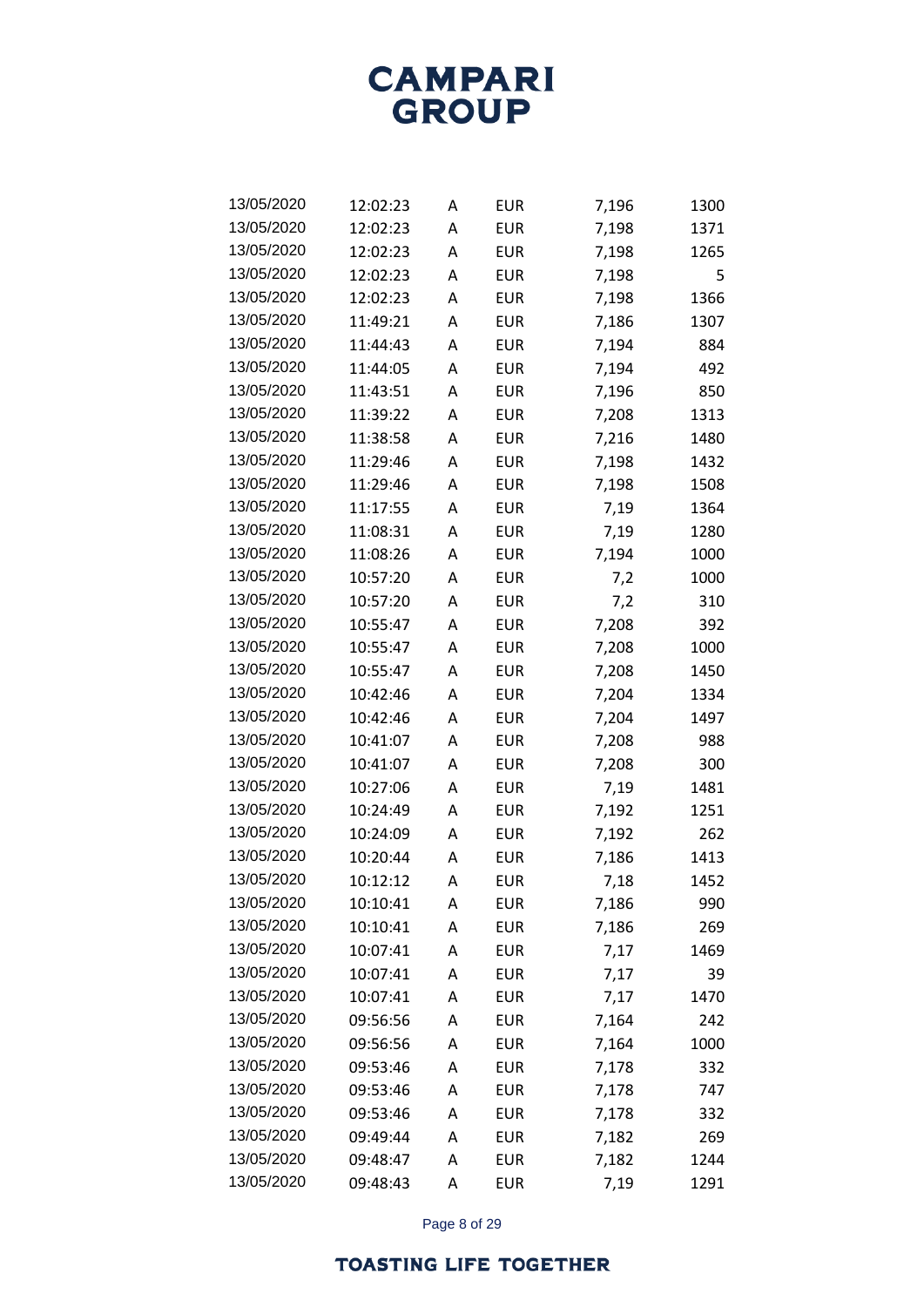| | | | | | |
|---|---|---|---|---|---|
| 13/05/2020 | 12:02:23 | A | EUR | 7,196 | 1300 |
| 13/05/2020 | 12:02:23 | A | EUR | 7,198 | 1371 |
| 13/05/2020 | 12:02:23 | A | EUR | 7,198 | 1265 |
| 13/05/2020 | 12:02:23 | A | EUR | 7,198 | 5 |
| 13/05/2020 | 12:02:23 | A | EUR | 7,198 | 1366 |
| 13/05/2020 | 11:49:21 | A | EUR | 7,186 | 1307 |
| 13/05/2020 | 11:44:43 | A | EUR | 7,194 | 884 |
| 13/05/2020 | 11:44:05 | A | EUR | 7,194 | 492 |
| 13/05/2020 | 11:43:51 | A | EUR | 7,196 | 850 |
| 13/05/2020 | 11:39:22 | A | EUR | 7,208 | 1313 |
| 13/05/2020 | 11:38:58 | A | EUR | 7,216 | 1480 |
| 13/05/2020 | 11:29:46 | A | EUR | 7,198 | 1432 |
| 13/05/2020 | 11:29:46 | A | EUR | 7,198 | 1508 |
| 13/05/2020 | 11:17:55 | A | EUR | 7,19 | 1364 |
| 13/05/2020 | 11:08:31 | A | EUR | 7,19 | 1280 |
| 13/05/2020 | 11:08:26 | A | EUR | 7,194 | 1000 |
| 13/05/2020 | 10:57:20 | A | EUR | 7,2 | 1000 |
| 13/05/2020 | 10:57:20 | A | EUR | 7,2 | 310 |
| 13/05/2020 | 10:55:47 | A | EUR | 7,208 | 392 |
| 13/05/2020 | 10:55:47 | A | EUR | 7,208 | 1000 |
| 13/05/2020 | 10:55:47 | A | EUR | 7,208 | 1450 |
| 13/05/2020 | 10:42:46 | A | EUR | 7,204 | 1334 |
| 13/05/2020 | 10:42:46 | A | EUR | 7,204 | 1497 |
| 13/05/2020 | 10:41:07 | A | EUR | 7,208 | 988 |
| 13/05/2020 | 10:41:07 | A | EUR | 7,208 | 300 |
| 13/05/2020 | 10:27:06 | A | EUR | 7,19 | 1481 |
| 13/05/2020 | 10:24:49 | A | EUR | 7,192 | 1251 |
| 13/05/2020 | 10:24:09 | A | EUR | 7,192 | 262 |
| 13/05/2020 | 10:20:44 | A | EUR | 7,186 | 1413 |
| 13/05/2020 | 10:12:12 | A | EUR | 7,18 | 1452 |
| 13/05/2020 | 10:10:41 | A | EUR | 7,186 | 990 |
| 13/05/2020 | 10:10:41 | A | EUR | 7,186 | 269 |
| 13/05/2020 | 10:07:41 | A | EUR | 7,17 | 1469 |
| 13/05/2020 | 10:07:41 | A | EUR | 7,17 | 39 |
| 13/05/2020 | 10:07:41 | A | EUR | 7,17 | 1470 |
| 13/05/2020 | 09:56:56 | A | EUR | 7,164 | 242 |
| 13/05/2020 | 09:56:56 | A | EUR | 7,164 | 1000 |
| 13/05/2020 | 09:53:46 | A | EUR | 7,178 | 332 |
| 13/05/2020 | 09:53:46 | A | EUR | 7,178 | 747 |
| 13/05/2020 | 09:53:46 | A | EUR | 7,178 | 332 |
| 13/05/2020 | 09:49:44 | A | EUR | 7,182 | 269 |
| 13/05/2020 | 09:48:47 | A | EUR | 7,182 | 1244 |
| 13/05/2020 | 09:48:43 | A | EUR | 7,19 | 1291 |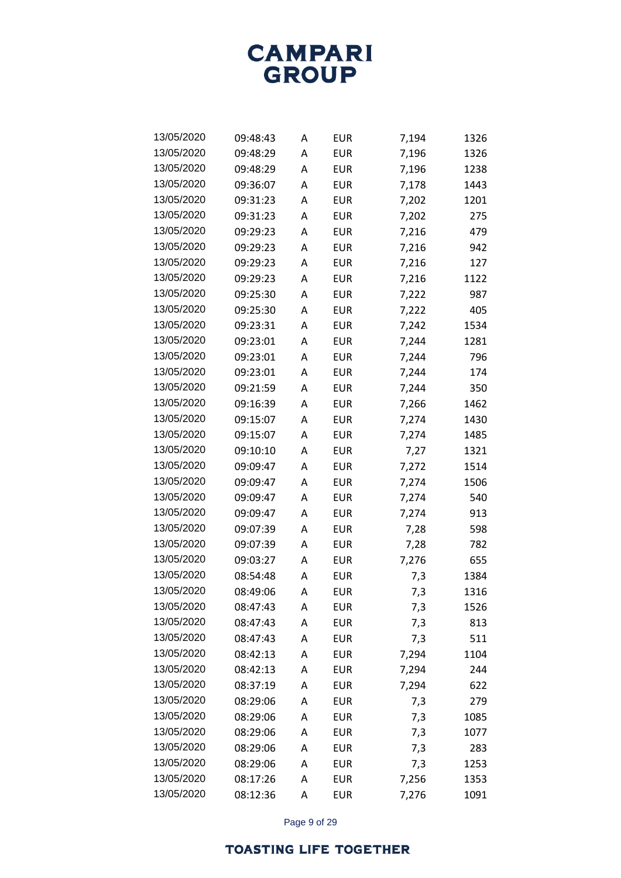| | | | | | |
|---|---|---|---|---|---|
| 13/05/2020 | 09:48:43 | A | EUR | 7,194 | 1326 |
| 13/05/2020 | 09:48:29 | A | EUR | 7,196 | 1326 |
| 13/05/2020 | 09:48:29 | A | EUR | 7,196 | 1238 |
| 13/05/2020 | 09:36:07 | A | EUR | 7,178 | 1443 |
| 13/05/2020 | 09:31:23 | A | EUR | 7,202 | 1201 |
| 13/05/2020 | 09:31:23 | A | EUR | 7,202 | 275 |
| 13/05/2020 | 09:29:23 | A | EUR | 7,216 | 479 |
| 13/05/2020 | 09:29:23 | A | EUR | 7,216 | 942 |
| 13/05/2020 | 09:29:23 | A | EUR | 7,216 | 127 |
| 13/05/2020 | 09:29:23 | A | EUR | 7,216 | 1122 |
| 13/05/2020 | 09:25:30 | A | EUR | 7,222 | 987 |
| 13/05/2020 | 09:25:30 | A | EUR | 7,222 | 405 |
| 13/05/2020 | 09:23:31 | A | EUR | 7,242 | 1534 |
| 13/05/2020 | 09:23:01 | A | EUR | 7,244 | 1281 |
| 13/05/2020 | 09:23:01 | A | EUR | 7,244 | 796 |
| 13/05/2020 | 09:23:01 | A | EUR | 7,244 | 174 |
| 13/05/2020 | 09:21:59 | A | EUR | 7,244 | 350 |
| 13/05/2020 | 09:16:39 | A | EUR | 7,266 | 1462 |
| 13/05/2020 | 09:15:07 | A | EUR | 7,274 | 1430 |
| 13/05/2020 | 09:15:07 | A | EUR | 7,274 | 1485 |
| 13/05/2020 | 09:10:10 | A | EUR | 7,27 | 1321 |
| 13/05/2020 | 09:09:47 | A | EUR | 7,272 | 1514 |
| 13/05/2020 | 09:09:47 | A | EUR | 7,274 | 1506 |
| 13/05/2020 | 09:09:47 | A | EUR | 7,274 | 540 |
| 13/05/2020 | 09:09:47 | A | EUR | 7,274 | 913 |
| 13/05/2020 | 09:07:39 | A | EUR | 7,28 | 598 |
| 13/05/2020 | 09:07:39 | A | EUR | 7,28 | 782 |
| 13/05/2020 | 09:03:27 | A | EUR | 7,276 | 655 |
| 13/05/2020 | 08:54:48 | A | EUR | 7,3 | 1384 |
| 13/05/2020 | 08:49:06 | A | EUR | 7,3 | 1316 |
| 13/05/2020 | 08:47:43 | A | EUR | 7,3 | 1526 |
| 13/05/2020 | 08:47:43 | A | EUR | 7,3 | 813 |
| 13/05/2020 | 08:47:43 | A | EUR | 7,3 | 511 |
| 13/05/2020 | 08:42:13 | A | EUR | 7,294 | 1104 |
| 13/05/2020 | 08:42:13 | A | EUR | 7,294 | 244 |
| 13/05/2020 | 08:37:19 | A | EUR | 7,294 | 622 |
| 13/05/2020 | 08:29:06 | A | EUR | 7,3 | 279 |
| 13/05/2020 | 08:29:06 | A | EUR | 7,3 | 1085 |
| 13/05/2020 | 08:29:06 | A | EUR | 7,3 | 1077 |
| 13/05/2020 | 08:29:06 | A | EUR | 7,3 | 283 |
| 13/05/2020 | 08:29:06 | A | EUR | 7,3 | 1253 |
| 13/05/2020 | 08:17:26 | A | EUR | 7,256 | 1353 |
| 13/05/2020 | 08:12:36 | A | EUR | 7,276 | 1091 |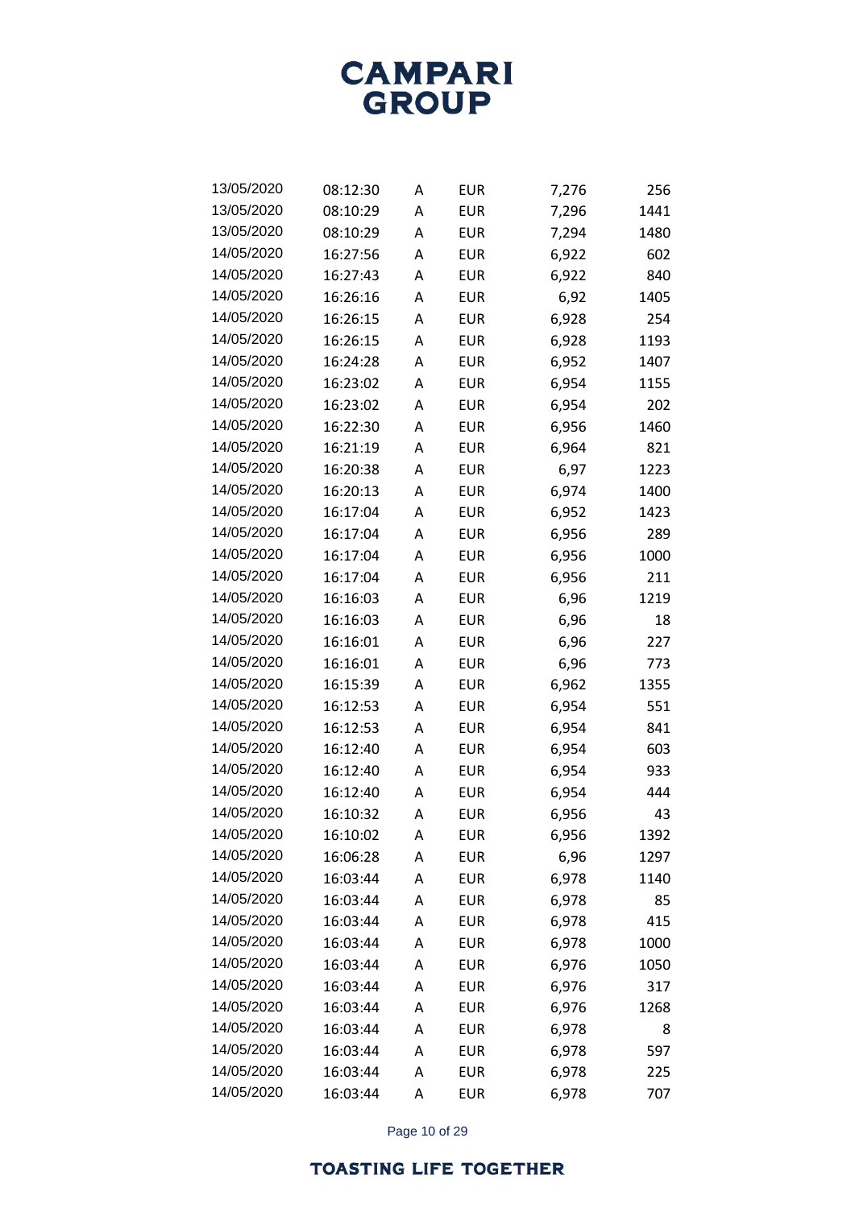| | | | | | |
|---|---|---|---|---|---|
| 13/05/2020 | 08:12:30 | A | EUR | 7,276 | 256 |
| 13/05/2020 | 08:10:29 | A | EUR | 7,296 | 1441 |
| 13/05/2020 | 08:10:29 | A | EUR | 7,294 | 1480 |
| 14/05/2020 | 16:27:56 | A | EUR | 6,922 | 602 |
| 14/05/2020 | 16:27:43 | A | EUR | 6,922 | 840 |
| 14/05/2020 | 16:26:16 | A | EUR | 6,92 | 1405 |
| 14/05/2020 | 16:26:15 | A | EUR | 6,928 | 254 |
| 14/05/2020 | 16:26:15 | A | EUR | 6,928 | 1193 |
| 14/05/2020 | 16:24:28 | A | EUR | 6,952 | 1407 |
| 14/05/2020 | 16:23:02 | A | EUR | 6,954 | 1155 |
| 14/05/2020 | 16:23:02 | A | EUR | 6,954 | 202 |
| 14/05/2020 | 16:22:30 | A | EUR | 6,956 | 1460 |
| 14/05/2020 | 16:21:19 | A | EUR | 6,964 | 821 |
| 14/05/2020 | 16:20:38 | A | EUR | 6,97 | 1223 |
| 14/05/2020 | 16:20:13 | A | EUR | 6,974 | 1400 |
| 14/05/2020 | 16:17:04 | A | EUR | 6,952 | 1423 |
| 14/05/2020 | 16:17:04 | A | EUR | 6,956 | 289 |
| 14/05/2020 | 16:17:04 | A | EUR | 6,956 | 1000 |
| 14/05/2020 | 16:17:04 | A | EUR | 6,956 | 211 |
| 14/05/2020 | 16:16:03 | A | EUR | 6,96 | 1219 |
| 14/05/2020 | 16:16:03 | A | EUR | 6,96 | 18 |
| 14/05/2020 | 16:16:01 | A | EUR | 6,96 | 227 |
| 14/05/2020 | 16:16:01 | A | EUR | 6,96 | 773 |
| 14/05/2020 | 16:15:39 | A | EUR | 6,962 | 1355 |
| 14/05/2020 | 16:12:53 | A | EUR | 6,954 | 551 |
| 14/05/2020 | 16:12:53 | A | EUR | 6,954 | 841 |
| 14/05/2020 | 16:12:40 | A | EUR | 6,954 | 603 |
| 14/05/2020 | 16:12:40 | A | EUR | 6,954 | 933 |
| 14/05/2020 | 16:12:40 | A | EUR | 6,954 | 444 |
| 14/05/2020 | 16:10:32 | A | EUR | 6,956 | 43 |
| 14/05/2020 | 16:10:02 | A | EUR | 6,956 | 1392 |
| 14/05/2020 | 16:06:28 | A | EUR | 6,96 | 1297 |
| 14/05/2020 | 16:03:44 | A | EUR | 6,978 | 1140 |
| 14/05/2020 | 16:03:44 | A | EUR | 6,978 | 85 |
| 14/05/2020 | 16:03:44 | A | EUR | 6,978 | 415 |
| 14/05/2020 | 16:03:44 | A | EUR | 6,978 | 1000 |
| 14/05/2020 | 16:03:44 | A | EUR | 6,976 | 1050 |
| 14/05/2020 | 16:03:44 | A | EUR | 6,976 | 317 |
| 14/05/2020 | 16:03:44 | A | EUR | 6,976 | 1268 |
| 14/05/2020 | 16:03:44 | A | EUR | 6,978 | 8 |
| 14/05/2020 | 16:03:44 | A | EUR | 6,978 | 597 |
| 14/05/2020 | 16:03:44 | A | EUR | 6,978 | 225 |
| 14/05/2020 | 16:03:44 | A | EUR | 6,978 | 707 |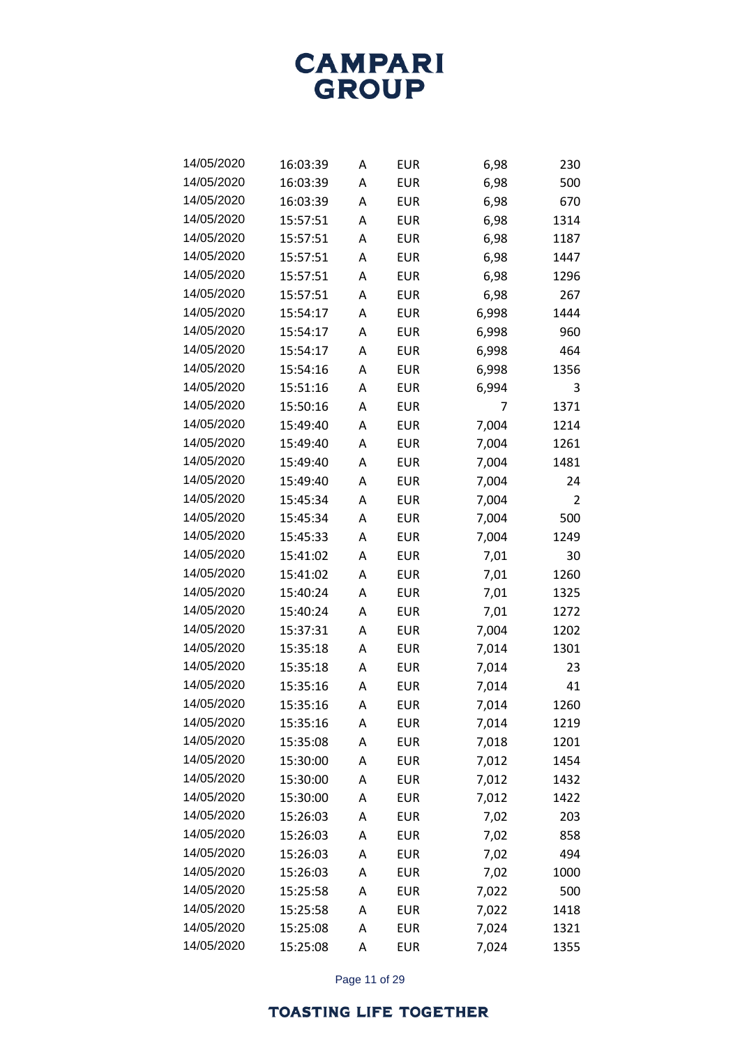| | | | | | |
|---|---|---|---|---|---|
| 14/05/2020 | 16:03:39 | A | EUR | 6,98 | 230 |
| 14/05/2020 | 16:03:39 | A | EUR | 6,98 | 500 |
| 14/05/2020 | 16:03:39 | A | EUR | 6,98 | 670 |
| 14/05/2020 | 15:57:51 | A | EUR | 6,98 | 1314 |
| 14/05/2020 | 15:57:51 | A | EUR | 6,98 | 1187 |
| 14/05/2020 | 15:57:51 | A | EUR | 6,98 | 1447 |
| 14/05/2020 | 15:57:51 | A | EUR | 6,98 | 1296 |
| 14/05/2020 | 15:57:51 | A | EUR | 6,98 | 267 |
| 14/05/2020 | 15:54:17 | A | EUR | 6,998 | 1444 |
| 14/05/2020 | 15:54:17 | A | EUR | 6,998 | 960 |
| 14/05/2020 | 15:54:17 | A | EUR | 6,998 | 464 |
| 14/05/2020 | 15:54:16 | A | EUR | 6,998 | 1356 |
| 14/05/2020 | 15:51:16 | A | EUR | 6,994 | 3 |
| 14/05/2020 | 15:50:16 | A | EUR | 7 | 1371 |
| 14/05/2020 | 15:49:40 | A | EUR | 7,004 | 1214 |
| 14/05/2020 | 15:49:40 | A | EUR | 7,004 | 1261 |
| 14/05/2020 | 15:49:40 | A | EUR | 7,004 | 1481 |
| 14/05/2020 | 15:49:40 | A | EUR | 7,004 | 24 |
| 14/05/2020 | 15:45:34 | A | EUR | 7,004 | 2 |
| 14/05/2020 | 15:45:34 | A | EUR | 7,004 | 500 |
| 14/05/2020 | 15:45:33 | A | EUR | 7,004 | 1249 |
| 14/05/2020 | 15:41:02 | A | EUR | 7,01 | 30 |
| 14/05/2020 | 15:41:02 | A | EUR | 7,01 | 1260 |
| 14/05/2020 | 15:40:24 | A | EUR | 7,01 | 1325 |
| 14/05/2020 | 15:40:24 | A | EUR | 7,01 | 1272 |
| 14/05/2020 | 15:37:31 | A | EUR | 7,004 | 1202 |
| 14/05/2020 | 15:35:18 | A | EUR | 7,014 | 1301 |
| 14/05/2020 | 15:35:18 | A | EUR | 7,014 | 23 |
| 14/05/2020 | 15:35:16 | A | EUR | 7,014 | 41 |
| 14/05/2020 | 15:35:16 | A | EUR | 7,014 | 1260 |
| 14/05/2020 | 15:35:16 | A | EUR | 7,014 | 1219 |
| 14/05/2020 | 15:35:08 | A | EUR | 7,018 | 1201 |
| 14/05/2020 | 15:30:00 | A | EUR | 7,012 | 1454 |
| 14/05/2020 | 15:30:00 | A | EUR | 7,012 | 1432 |
| 14/05/2020 | 15:30:00 | A | EUR | 7,012 | 1422 |
| 14/05/2020 | 15:26:03 | A | EUR | 7,02 | 203 |
| 14/05/2020 | 15:26:03 | A | EUR | 7,02 | 858 |
| 14/05/2020 | 15:26:03 | A | EUR | 7,02 | 494 |
| 14/05/2020 | 15:26:03 | A | EUR | 7,02 | 1000 |
| 14/05/2020 | 15:25:58 | A | EUR | 7,022 | 500 |
| 14/05/2020 | 15:25:58 | A | EUR | 7,022 | 1418 |
| 14/05/2020 | 15:25:08 | A | EUR | 7,024 | 1321 |
| 14/05/2020 | 15:25:08 | A | EUR | 7,024 | 1355 |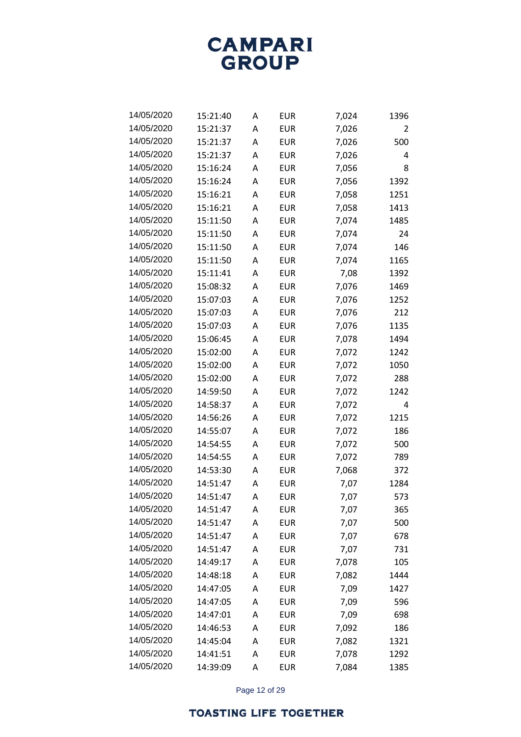| | | | | | |
|---|---|---|---|---|---|
| 14/05/2020 | 15:21:40 | A | EUR | 7,024 | 1396 |
| 14/05/2020 | 15:21:37 | A | EUR | 7,026 | 2 |
| 14/05/2020 | 15:21:37 | A | EUR | 7,026 | 500 |
| 14/05/2020 | 15:21:37 | A | EUR | 7,026 | 4 |
| 14/05/2020 | 15:16:24 | A | EUR | 7,056 | 8 |
| 14/05/2020 | 15:16:24 | A | EUR | 7,056 | 1392 |
| 14/05/2020 | 15:16:21 | A | EUR | 7,058 | 1251 |
| 14/05/2020 | 15:16:21 | A | EUR | 7,058 | 1413 |
| 14/05/2020 | 15:11:50 | A | EUR | 7,074 | 1485 |
| 14/05/2020 | 15:11:50 | A | EUR | 7,074 | 24 |
| 14/05/2020 | 15:11:50 | A | EUR | 7,074 | 146 |
| 14/05/2020 | 15:11:50 | A | EUR | 7,074 | 1165 |
| 14/05/2020 | 15:11:41 | A | EUR | 7,08 | 1392 |
| 14/05/2020 | 15:08:32 | A | EUR | 7,076 | 1469 |
| 14/05/2020 | 15:07:03 | A | EUR | 7,076 | 1252 |
| 14/05/2020 | 15:07:03 | A | EUR | 7,076 | 212 |
| 14/05/2020 | 15:07:03 | A | EUR | 7,076 | 1135 |
| 14/05/2020 | 15:06:45 | A | EUR | 7,078 | 1494 |
| 14/05/2020 | 15:02:00 | A | EUR | 7,072 | 1242 |
| 14/05/2020 | 15:02:00 | A | EUR | 7,072 | 1050 |
| 14/05/2020 | 15:02:00 | A | EUR | 7,072 | 288 |
| 14/05/2020 | 14:59:50 | A | EUR | 7,072 | 1242 |
| 14/05/2020 | 14:58:37 | A | EUR | 7,072 | 4 |
| 14/05/2020 | 14:56:26 | A | EUR | 7,072 | 1215 |
| 14/05/2020 | 14:55:07 | A | EUR | 7,072 | 186 |
| 14/05/2020 | 14:54:55 | A | EUR | 7,072 | 500 |
| 14/05/2020 | 14:54:55 | A | EUR | 7,072 | 789 |
| 14/05/2020 | 14:53:30 | A | EUR | 7,068 | 372 |
| 14/05/2020 | 14:51:47 | A | EUR | 7,07 | 1284 |
| 14/05/2020 | 14:51:47 | A | EUR | 7,07 | 573 |
| 14/05/2020 | 14:51:47 | A | EUR | 7,07 | 365 |
| 14/05/2020 | 14:51:47 | A | EUR | 7,07 | 500 |
| 14/05/2020 | 14:51:47 | A | EUR | 7,07 | 678 |
| 14/05/2020 | 14:51:47 | A | EUR | 7,07 | 731 |
| 14/05/2020 | 14:49:17 | A | EUR | 7,078 | 105 |
| 14/05/2020 | 14:48:18 | A | EUR | 7,082 | 1444 |
| 14/05/2020 | 14:47:05 | A | EUR | 7,09 | 1427 |
| 14/05/2020 | 14:47:05 | A | EUR | 7,09 | 596 |
| 14/05/2020 | 14:47:01 | A | EUR | 7,09 | 698 |
| 14/05/2020 | 14:46:53 | A | EUR | 7,092 | 186 |
| 14/05/2020 | 14:45:04 | A | EUR | 7,082 | 1321 |
| 14/05/2020 | 14:41:51 | A | EUR | 7,078 | 1292 |
| 14/05/2020 | 14:39:09 | A | EUR | 7,084 | 1385 |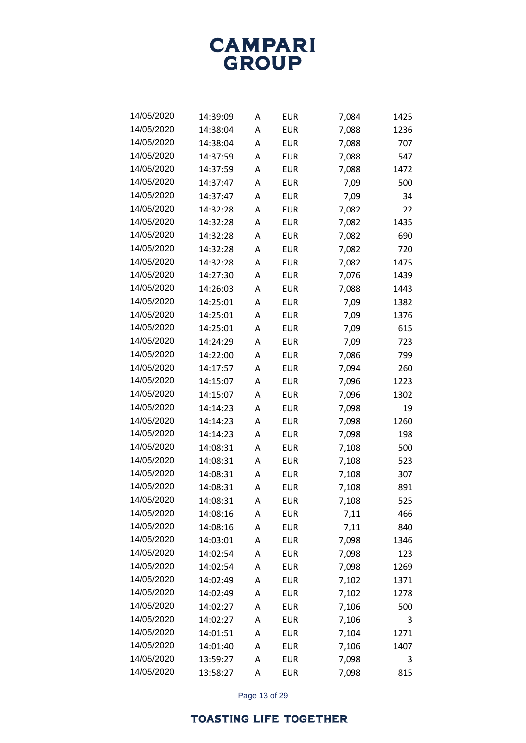| | | | | | |
|---|---|---|---|---|---|
| 14/05/2020 | 14:39:09 | A | EUR | 7,084 | 1425 |
| 14/05/2020 | 14:38:04 | A | EUR | 7,088 | 1236 |
| 14/05/2020 | 14:38:04 | A | EUR | 7,088 | 707 |
| 14/05/2020 | 14:37:59 | A | EUR | 7,088 | 547 |
| 14/05/2020 | 14:37:59 | A | EUR | 7,088 | 1472 |
| 14/05/2020 | 14:37:47 | A | EUR | 7,09 | 500 |
| 14/05/2020 | 14:37:47 | A | EUR | 7,09 | 34 |
| 14/05/2020 | 14:32:28 | A | EUR | 7,082 | 22 |
| 14/05/2020 | 14:32:28 | A | EUR | 7,082 | 1435 |
| 14/05/2020 | 14:32:28 | A | EUR | 7,082 | 690 |
| 14/05/2020 | 14:32:28 | A | EUR | 7,082 | 720 |
| 14/05/2020 | 14:32:28 | A | EUR | 7,082 | 1475 |
| 14/05/2020 | 14:27:30 | A | EUR | 7,076 | 1439 |
| 14/05/2020 | 14:26:03 | A | EUR | 7,088 | 1443 |
| 14/05/2020 | 14:25:01 | A | EUR | 7,09 | 1382 |
| 14/05/2020 | 14:25:01 | A | EUR | 7,09 | 1376 |
| 14/05/2020 | 14:25:01 | A | EUR | 7,09 | 615 |
| 14/05/2020 | 14:24:29 | A | EUR | 7,09 | 723 |
| 14/05/2020 | 14:22:00 | A | EUR | 7,086 | 799 |
| 14/05/2020 | 14:17:57 | A | EUR | 7,094 | 260 |
| 14/05/2020 | 14:15:07 | A | EUR | 7,096 | 1223 |
| 14/05/2020 | 14:15:07 | A | EUR | 7,096 | 1302 |
| 14/05/2020 | 14:14:23 | A | EUR | 7,098 | 19 |
| 14/05/2020 | 14:14:23 | A | EUR | 7,098 | 1260 |
| 14/05/2020 | 14:14:23 | A | EUR | 7,098 | 198 |
| 14/05/2020 | 14:08:31 | A | EUR | 7,108 | 500 |
| 14/05/2020 | 14:08:31 | A | EUR | 7,108 | 523 |
| 14/05/2020 | 14:08:31 | A | EUR | 7,108 | 307 |
| 14/05/2020 | 14:08:31 | A | EUR | 7,108 | 891 |
| 14/05/2020 | 14:08:31 | A | EUR | 7,108 | 525 |
| 14/05/2020 | 14:08:16 | A | EUR | 7,11 | 466 |
| 14/05/2020 | 14:08:16 | A | EUR | 7,11 | 840 |
| 14/05/2020 | 14:03:01 | A | EUR | 7,098 | 1346 |
| 14/05/2020 | 14:02:54 | A | EUR | 7,098 | 123 |
| 14/05/2020 | 14:02:54 | A | EUR | 7,098 | 1269 |
| 14/05/2020 | 14:02:49 | A | EUR | 7,102 | 1371 |
| 14/05/2020 | 14:02:49 | A | EUR | 7,102 | 1278 |
| 14/05/2020 | 14:02:27 | A | EUR | 7,106 | 500 |
| 14/05/2020 | 14:02:27 | A | EUR | 7,106 | 3 |
| 14/05/2020 | 14:01:51 | A | EUR | 7,104 | 1271 |
| 14/05/2020 | 14:01:40 | A | EUR | 7,106 | 1407 |
| 14/05/2020 | 13:59:27 | A | EUR | 7,098 | 3 |
| 14/05/2020 | 13:58:27 | A | EUR | 7,098 | 815 |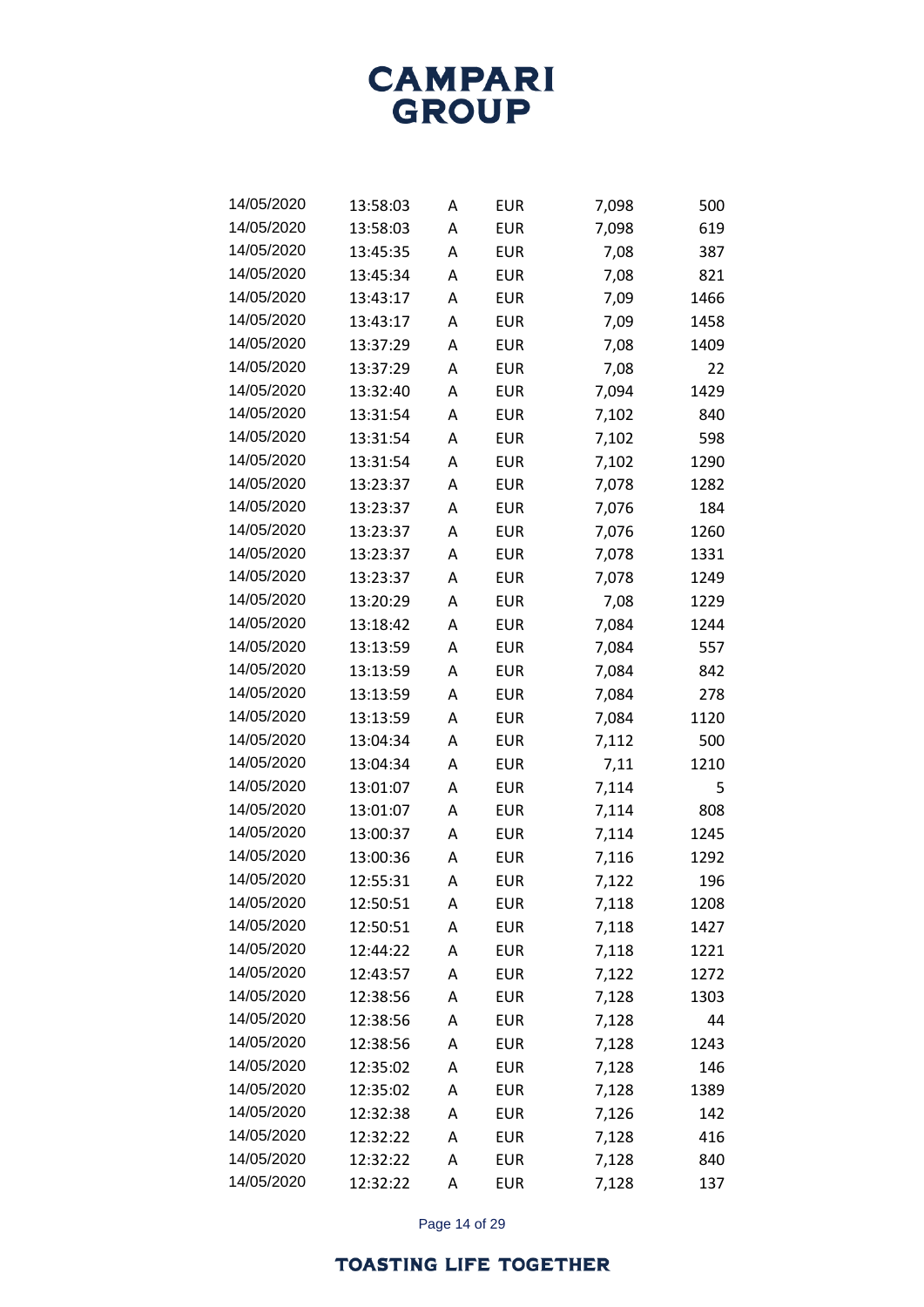| | | | | | |
|---|---|---|---|---|---|
| 14/05/2020 | 13:58:03 | A | EUR | 7,098 | 500 |
| 14/05/2020 | 13:58:03 | A | EUR | 7,098 | 619 |
| 14/05/2020 | 13:45:35 | A | EUR | 7,08 | 387 |
| 14/05/2020 | 13:45:34 | A | EUR | 7,08 | 821 |
| 14/05/2020 | 13:43:17 | A | EUR | 7,09 | 1466 |
| 14/05/2020 | 13:43:17 | A | EUR | 7,09 | 1458 |
| 14/05/2020 | 13:37:29 | A | EUR | 7,08 | 1409 |
| 14/05/2020 | 13:37:29 | A | EUR | 7,08 | 22 |
| 14/05/2020 | 13:32:40 | A | EUR | 7,094 | 1429 |
| 14/05/2020 | 13:31:54 | A | EUR | 7,102 | 840 |
| 14/05/2020 | 13:31:54 | A | EUR | 7,102 | 598 |
| 14/05/2020 | 13:31:54 | A | EUR | 7,102 | 1290 |
| 14/05/2020 | 13:23:37 | A | EUR | 7,078 | 1282 |
| 14/05/2020 | 13:23:37 | A | EUR | 7,076 | 184 |
| 14/05/2020 | 13:23:37 | A | EUR | 7,076 | 1260 |
| 14/05/2020 | 13:23:37 | A | EUR | 7,078 | 1331 |
| 14/05/2020 | 13:23:37 | A | EUR | 7,078 | 1249 |
| 14/05/2020 | 13:20:29 | A | EUR | 7,08 | 1229 |
| 14/05/2020 | 13:18:42 | A | EUR | 7,084 | 1244 |
| 14/05/2020 | 13:13:59 | A | EUR | 7,084 | 557 |
| 14/05/2020 | 13:13:59 | A | EUR | 7,084 | 842 |
| 14/05/2020 | 13:13:59 | A | EUR | 7,084 | 278 |
| 14/05/2020 | 13:13:59 | A | EUR | 7,084 | 1120 |
| 14/05/2020 | 13:04:34 | A | EUR | 7,112 | 500 |
| 14/05/2020 | 13:04:34 | A | EUR | 7,11 | 1210 |
| 14/05/2020 | 13:01:07 | A | EUR | 7,114 | 5 |
| 14/05/2020 | 13:01:07 | A | EUR | 7,114 | 808 |
| 14/05/2020 | 13:00:37 | A | EUR | 7,114 | 1245 |
| 14/05/2020 | 13:00:36 | A | EUR | 7,116 | 1292 |
| 14/05/2020 | 12:55:31 | A | EUR | 7,122 | 196 |
| 14/05/2020 | 12:50:51 | A | EUR | 7,118 | 1208 |
| 14/05/2020 | 12:50:51 | A | EUR | 7,118 | 1427 |
| 14/05/2020 | 12:44:22 | A | EUR | 7,118 | 1221 |
| 14/05/2020 | 12:43:57 | A | EUR | 7,122 | 1272 |
| 14/05/2020 | 12:38:56 | A | EUR | 7,128 | 1303 |
| 14/05/2020 | 12:38:56 | A | EUR | 7,128 | 44 |
| 14/05/2020 | 12:38:56 | A | EUR | 7,128 | 1243 |
| 14/05/2020 | 12:35:02 | A | EUR | 7,128 | 146 |
| 14/05/2020 | 12:35:02 | A | EUR | 7,128 | 1389 |
| 14/05/2020 | 12:32:38 | A | EUR | 7,126 | 142 |
| 14/05/2020 | 12:32:22 | A | EUR | 7,128 | 416 |
| 14/05/2020 | 12:32:22 | A | EUR | 7,128 | 840 |
| 14/05/2020 | 12:32:22 | A | EUR | 7,128 | 137 |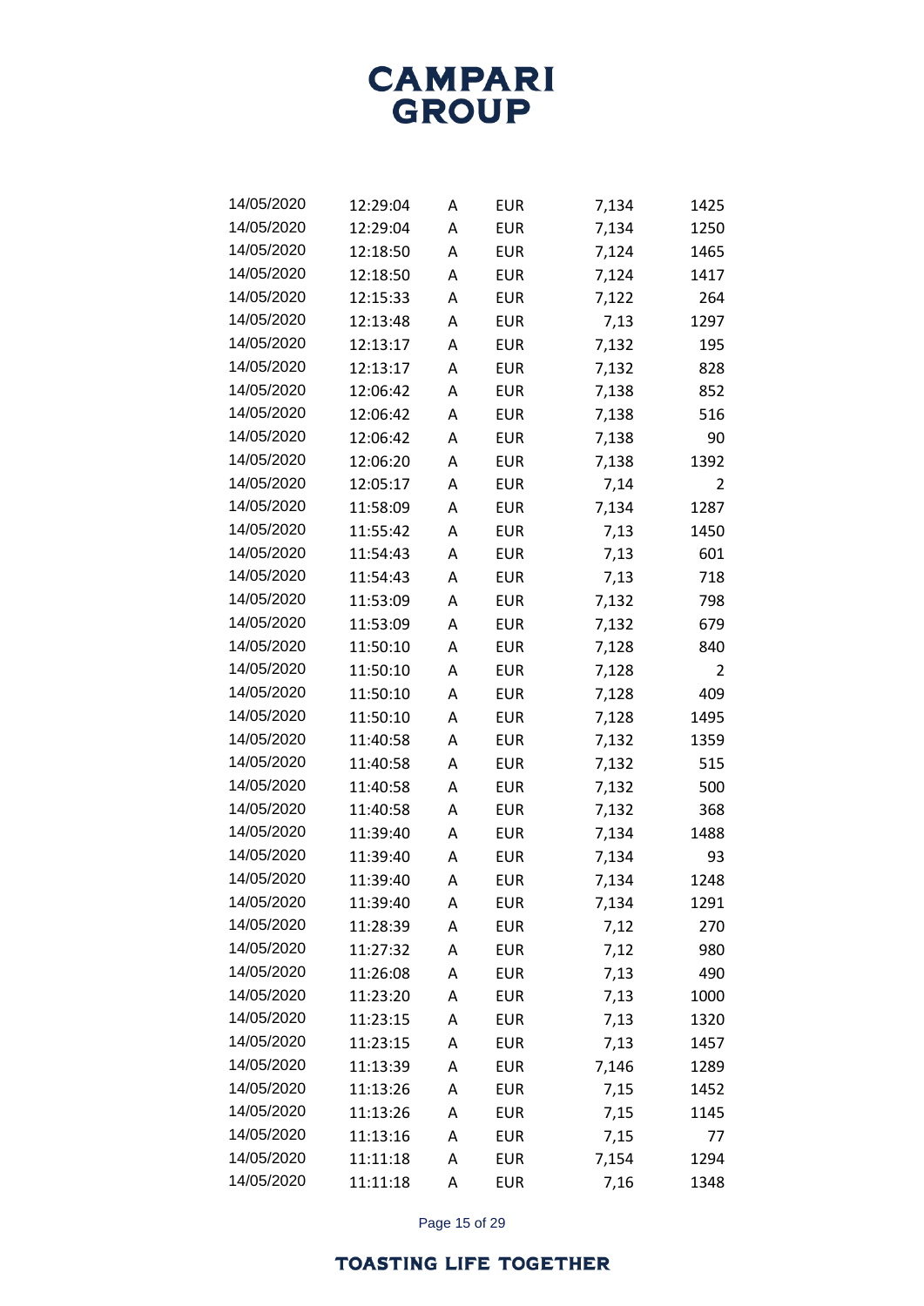| | | | | | |
|---|---|---|---|---|---|
| 14/05/2020 | 12:29:04 | A | EUR | 7,134 | 1425 |
| 14/05/2020 | 12:29:04 | A | EUR | 7,134 | 1250 |
| 14/05/2020 | 12:18:50 | A | EUR | 7,124 | 1465 |
| 14/05/2020 | 12:18:50 | A | EUR | 7,124 | 1417 |
| 14/05/2020 | 12:15:33 | A | EUR | 7,122 | 264 |
| 14/05/2020 | 12:13:48 | A | EUR | 7,13 | 1297 |
| 14/05/2020 | 12:13:17 | A | EUR | 7,132 | 195 |
| 14/05/2020 | 12:13:17 | A | EUR | 7,132 | 828 |
| 14/05/2020 | 12:06:42 | A | EUR | 7,138 | 852 |
| 14/05/2020 | 12:06:42 | A | EUR | 7,138 | 516 |
| 14/05/2020 | 12:06:42 | A | EUR | 7,138 | 90 |
| 14/05/2020 | 12:06:20 | A | EUR | 7,138 | 1392 |
| 14/05/2020 | 12:05:17 | A | EUR | 7,14 | 2 |
| 14/05/2020 | 11:58:09 | A | EUR | 7,134 | 1287 |
| 14/05/2020 | 11:55:42 | A | EUR | 7,13 | 1450 |
| 14/05/2020 | 11:54:43 | A | EUR | 7,13 | 601 |
| 14/05/2020 | 11:54:43 | A | EUR | 7,13 | 718 |
| 14/05/2020 | 11:53:09 | A | EUR | 7,132 | 798 |
| 14/05/2020 | 11:53:09 | A | EUR | 7,132 | 679 |
| 14/05/2020 | 11:50:10 | A | EUR | 7,128 | 840 |
| 14/05/2020 | 11:50:10 | A | EUR | 7,128 | 2 |
| 14/05/2020 | 11:50:10 | A | EUR | 7,128 | 409 |
| 14/05/2020 | 11:50:10 | A | EUR | 7,128 | 1495 |
| 14/05/2020 | 11:40:58 | A | EUR | 7,132 | 1359 |
| 14/05/2020 | 11:40:58 | A | EUR | 7,132 | 515 |
| 14/05/2020 | 11:40:58 | A | EUR | 7,132 | 500 |
| 14/05/2020 | 11:40:58 | A | EUR | 7,132 | 368 |
| 14/05/2020 | 11:39:40 | A | EUR | 7,134 | 1488 |
| 14/05/2020 | 11:39:40 | A | EUR | 7,134 | 93 |
| 14/05/2020 | 11:39:40 | A | EUR | 7,134 | 1248 |
| 14/05/2020 | 11:39:40 | A | EUR | 7,134 | 1291 |
| 14/05/2020 | 11:28:39 | A | EUR | 7,12 | 270 |
| 14/05/2020 | 11:27:32 | A | EUR | 7,12 | 980 |
| 14/05/2020 | 11:26:08 | A | EUR | 7,13 | 490 |
| 14/05/2020 | 11:23:20 | A | EUR | 7,13 | 1000 |
| 14/05/2020 | 11:23:15 | A | EUR | 7,13 | 1320 |
| 14/05/2020 | 11:23:15 | A | EUR | 7,13 | 1457 |
| 14/05/2020 | 11:13:39 | A | EUR | 7,146 | 1289 |
| 14/05/2020 | 11:13:26 | A | EUR | 7,15 | 1452 |
| 14/05/2020 | 11:13:26 | A | EUR | 7,15 | 1145 |
| 14/05/2020 | 11:13:16 | A | EUR | 7,15 | 77 |
| 14/05/2020 | 11:11:18 | A | EUR | 7,154 | 1294 |
| 14/05/2020 | 11:11:18 | A | EUR | 7,16 | 1348 |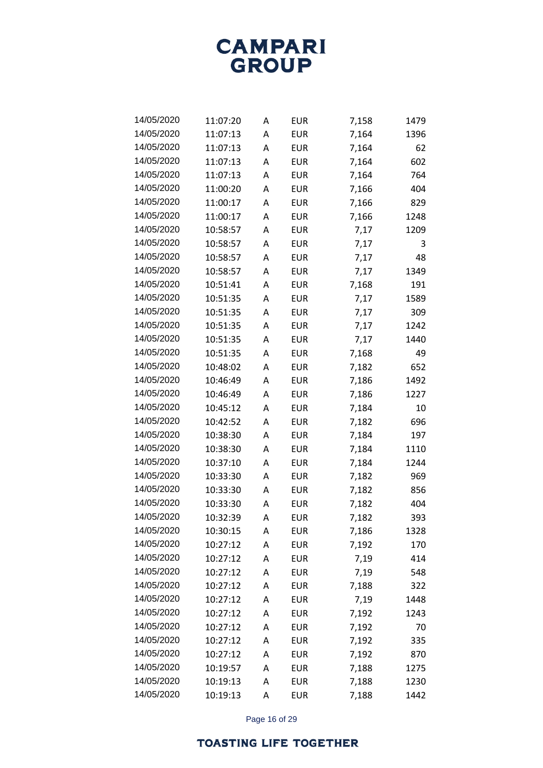| | | | | | |
|---|---|---|---|---|---|
| 14/05/2020 | 11:07:20 | A | EUR | 7,158 | 1479 |
| 14/05/2020 | 11:07:13 | A | EUR | 7,164 | 1396 |
| 14/05/2020 | 11:07:13 | A | EUR | 7,164 | 62 |
| 14/05/2020 | 11:07:13 | A | EUR | 7,164 | 602 |
| 14/05/2020 | 11:07:13 | A | EUR | 7,164 | 764 |
| 14/05/2020 | 11:00:20 | A | EUR | 7,166 | 404 |
| 14/05/2020 | 11:00:17 | A | EUR | 7,166 | 829 |
| 14/05/2020 | 11:00:17 | A | EUR | 7,166 | 1248 |
| 14/05/2020 | 10:58:57 | A | EUR | 7,17 | 1209 |
| 14/05/2020 | 10:58:57 | A | EUR | 7,17 | 3 |
| 14/05/2020 | 10:58:57 | A | EUR | 7,17 | 48 |
| 14/05/2020 | 10:58:57 | A | EUR | 7,17 | 1349 |
| 14/05/2020 | 10:51:41 | A | EUR | 7,168 | 191 |
| 14/05/2020 | 10:51:35 | A | EUR | 7,17 | 1589 |
| 14/05/2020 | 10:51:35 | A | EUR | 7,17 | 309 |
| 14/05/2020 | 10:51:35 | A | EUR | 7,17 | 1242 |
| 14/05/2020 | 10:51:35 | A | EUR | 7,17 | 1440 |
| 14/05/2020 | 10:51:35 | A | EUR | 7,168 | 49 |
| 14/05/2020 | 10:48:02 | A | EUR | 7,182 | 652 |
| 14/05/2020 | 10:46:49 | A | EUR | 7,186 | 1492 |
| 14/05/2020 | 10:46:49 | A | EUR | 7,186 | 1227 |
| 14/05/2020 | 10:45:12 | A | EUR | 7,184 | 10 |
| 14/05/2020 | 10:42:52 | A | EUR | 7,182 | 696 |
| 14/05/2020 | 10:38:30 | A | EUR | 7,184 | 197 |
| 14/05/2020 | 10:38:30 | A | EUR | 7,184 | 1110 |
| 14/05/2020 | 10:37:10 | A | EUR | 7,184 | 1244 |
| 14/05/2020 | 10:33:30 | A | EUR | 7,182 | 969 |
| 14/05/2020 | 10:33:30 | A | EUR | 7,182 | 856 |
| 14/05/2020 | 10:33:30 | A | EUR | 7,182 | 404 |
| 14/05/2020 | 10:32:39 | A | EUR | 7,182 | 393 |
| 14/05/2020 | 10:30:15 | A | EUR | 7,186 | 1328 |
| 14/05/2020 | 10:27:12 | A | EUR | 7,192 | 170 |
| 14/05/2020 | 10:27:12 | A | EUR | 7,19 | 414 |
| 14/05/2020 | 10:27:12 | A | EUR | 7,19 | 548 |
| 14/05/2020 | 10:27:12 | A | EUR | 7,188 | 322 |
| 14/05/2020 | 10:27:12 | A | EUR | 7,19 | 1448 |
| 14/05/2020 | 10:27:12 | A | EUR | 7,192 | 1243 |
| 14/05/2020 | 10:27:12 | A | EUR | 7,192 | 70 |
| 14/05/2020 | 10:27:12 | A | EUR | 7,192 | 335 |
| 14/05/2020 | 10:27:12 | A | EUR | 7,192 | 870 |
| 14/05/2020 | 10:19:57 | A | EUR | 7,188 | 1275 |
| 14/05/2020 | 10:19:13 | A | EUR | 7,188 | 1230 |
| 14/05/2020 | 10:19:13 | A | EUR | 7,188 | 1442 |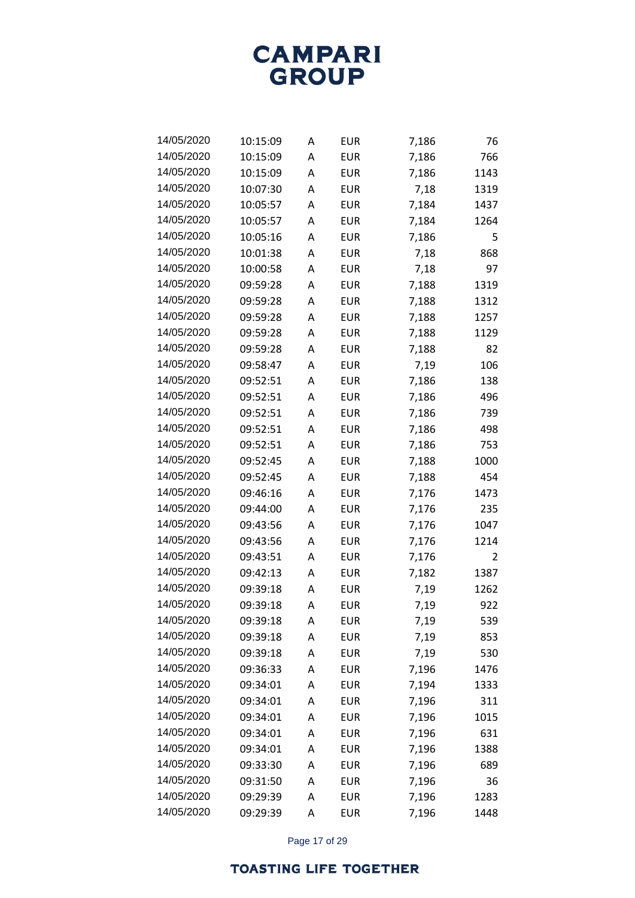| | | | | | |
|---|---|---|---|---|---|
| 14/05/2020 | 10:15:09 | A | EUR | 7,186 | 76 |
| 14/05/2020 | 10:15:09 | A | EUR | 7,186 | 766 |
| 14/05/2020 | 10:15:09 | A | EUR | 7,186 | 1143 |
| 14/05/2020 | 10:07:30 | A | EUR | 7,18 | 1319 |
| 14/05/2020 | 10:05:57 | A | EUR | 7,184 | 1437 |
| 14/05/2020 | 10:05:57 | A | EUR | 7,184 | 1264 |
| 14/05/2020 | 10:05:16 | A | EUR | 7,186 | 5 |
| 14/05/2020 | 10:01:38 | A | EUR | 7,18 | 868 |
| 14/05/2020 | 10:00:58 | A | EUR | 7,18 | 97 |
| 14/05/2020 | 09:59:28 | A | EUR | 7,188 | 1319 |
| 14/05/2020 | 09:59:28 | A | EUR | 7,188 | 1312 |
| 14/05/2020 | 09:59:28 | A | EUR | 7,188 | 1257 |
| 14/05/2020 | 09:59:28 | A | EUR | 7,188 | 1129 |
| 14/05/2020 | 09:59:28 | A | EUR | 7,188 | 82 |
| 14/05/2020 | 09:58:47 | A | EUR | 7,19 | 106 |
| 14/05/2020 | 09:52:51 | A | EUR | 7,186 | 138 |
| 14/05/2020 | 09:52:51 | A | EUR | 7,186 | 496 |
| 14/05/2020 | 09:52:51 | A | EUR | 7,186 | 739 |
| 14/05/2020 | 09:52:51 | A | EUR | 7,186 | 498 |
| 14/05/2020 | 09:52:51 | A | EUR | 7,186 | 753 |
| 14/05/2020 | 09:52:45 | A | EUR | 7,188 | 1000 |
| 14/05/2020 | 09:52:45 | A | EUR | 7,188 | 454 |
| 14/05/2020 | 09:46:16 | A | EUR | 7,176 | 1473 |
| 14/05/2020 | 09:44:00 | A | EUR | 7,176 | 235 |
| 14/05/2020 | 09:43:56 | A | EUR | 7,176 | 1047 |
| 14/05/2020 | 09:43:56 | A | EUR | 7,176 | 1214 |
| 14/05/2020 | 09:43:51 | A | EUR | 7,176 | 2 |
| 14/05/2020 | 09:42:13 | A | EUR | 7,182 | 1387 |
| 14/05/2020 | 09:39:18 | A | EUR | 7,19 | 1262 |
| 14/05/2020 | 09:39:18 | A | EUR | 7,19 | 922 |
| 14/05/2020 | 09:39:18 | A | EUR | 7,19 | 539 |
| 14/05/2020 | 09:39:18 | A | EUR | 7,19 | 853 |
| 14/05/2020 | 09:39:18 | A | EUR | 7,19 | 530 |
| 14/05/2020 | 09:36:33 | A | EUR | 7,196 | 1476 |
| 14/05/2020 | 09:34:01 | A | EUR | 7,194 | 1333 |
| 14/05/2020 | 09:34:01 | A | EUR | 7,196 | 311 |
| 14/05/2020 | 09:34:01 | A | EUR | 7,196 | 1015 |
| 14/05/2020 | 09:34:01 | A | EUR | 7,196 | 631 |
| 14/05/2020 | 09:34:01 | A | EUR | 7,196 | 1388 |
| 14/05/2020 | 09:33:30 | A | EUR | 7,196 | 689 |
| 14/05/2020 | 09:31:50 | A | EUR | 7,196 | 36 |
| 14/05/2020 | 09:29:39 | A | EUR | 7,196 | 1283 |
| 14/05/2020 | 09:29:39 | A | EUR | 7,196 | 1448 |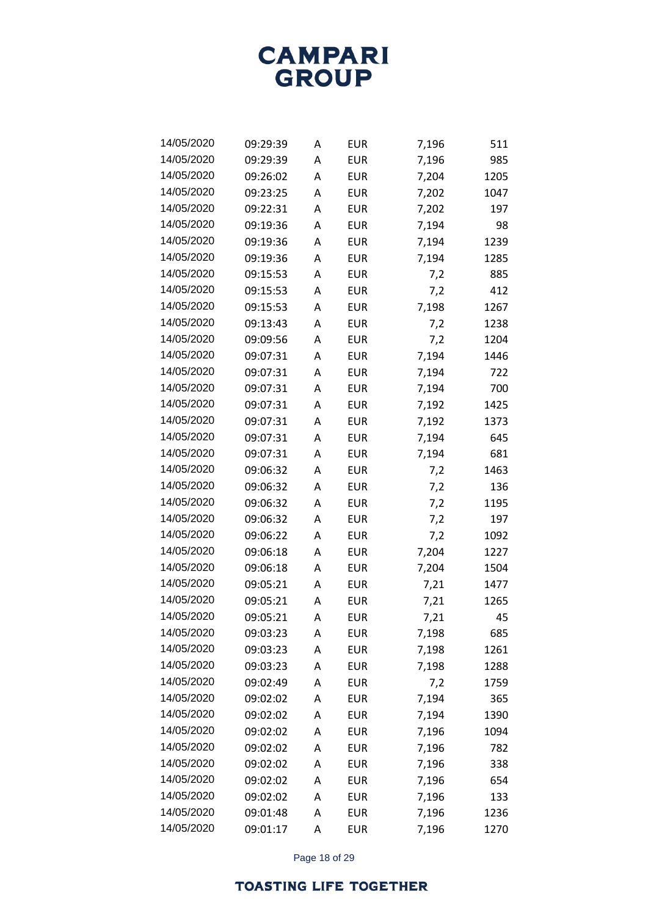| | | | | | |
|---|---|---|---|---|---|
| 14/05/2020 | 09:29:39 | A | EUR | 7,196 | 511 |
| 14/05/2020 | 09:29:39 | A | EUR | 7,196 | 985 |
| 14/05/2020 | 09:26:02 | A | EUR | 7,204 | 1205 |
| 14/05/2020 | 09:23:25 | A | EUR | 7,202 | 1047 |
| 14/05/2020 | 09:22:31 | A | EUR | 7,202 | 197 |
| 14/05/2020 | 09:19:36 | A | EUR | 7,194 | 98 |
| 14/05/2020 | 09:19:36 | A | EUR | 7,194 | 1239 |
| 14/05/2020 | 09:19:36 | A | EUR | 7,194 | 1285 |
| 14/05/2020 | 09:15:53 | A | EUR | 7,2 | 885 |
| 14/05/2020 | 09:15:53 | A | EUR | 7,2 | 412 |
| 14/05/2020 | 09:15:53 | A | EUR | 7,198 | 1267 |
| 14/05/2020 | 09:13:43 | A | EUR | 7,2 | 1238 |
| 14/05/2020 | 09:09:56 | A | EUR | 7,2 | 1204 |
| 14/05/2020 | 09:07:31 | A | EUR | 7,194 | 1446 |
| 14/05/2020 | 09:07:31 | A | EUR | 7,194 | 722 |
| 14/05/2020 | 09:07:31 | A | EUR | 7,194 | 700 |
| 14/05/2020 | 09:07:31 | A | EUR | 7,192 | 1425 |
| 14/05/2020 | 09:07:31 | A | EUR | 7,192 | 1373 |
| 14/05/2020 | 09:07:31 | A | EUR | 7,194 | 645 |
| 14/05/2020 | 09:07:31 | A | EUR | 7,194 | 681 |
| 14/05/2020 | 09:06:32 | A | EUR | 7,2 | 1463 |
| 14/05/2020 | 09:06:32 | A | EUR | 7,2 | 136 |
| 14/05/2020 | 09:06:32 | A | EUR | 7,2 | 1195 |
| 14/05/2020 | 09:06:32 | A | EUR | 7,2 | 197 |
| 14/05/2020 | 09:06:22 | A | EUR | 7,2 | 1092 |
| 14/05/2020 | 09:06:18 | A | EUR | 7,204 | 1227 |
| 14/05/2020 | 09:06:18 | A | EUR | 7,204 | 1504 |
| 14/05/2020 | 09:05:21 | A | EUR | 7,21 | 1477 |
| 14/05/2020 | 09:05:21 | A | EUR | 7,21 | 1265 |
| 14/05/2020 | 09:05:21 | A | EUR | 7,21 | 45 |
| 14/05/2020 | 09:03:23 | A | EUR | 7,198 | 685 |
| 14/05/2020 | 09:03:23 | A | EUR | 7,198 | 1261 |
| 14/05/2020 | 09:03:23 | A | EUR | 7,198 | 1288 |
| 14/05/2020 | 09:02:49 | A | EUR | 7,2 | 1759 |
| 14/05/2020 | 09:02:02 | A | EUR | 7,194 | 365 |
| 14/05/2020 | 09:02:02 | A | EUR | 7,194 | 1390 |
| 14/05/2020 | 09:02:02 | A | EUR | 7,196 | 1094 |
| 14/05/2020 | 09:02:02 | A | EUR | 7,196 | 782 |
| 14/05/2020 | 09:02:02 | A | EUR | 7,196 | 338 |
| 14/05/2020 | 09:02:02 | A | EUR | 7,196 | 654 |
| 14/05/2020 | 09:02:02 | A | EUR | 7,196 | 133 |
| 14/05/2020 | 09:01:48 | A | EUR | 7,196 | 1236 |
| 14/05/2020 | 09:01:17 | A | EUR | 7,196 | 1270 |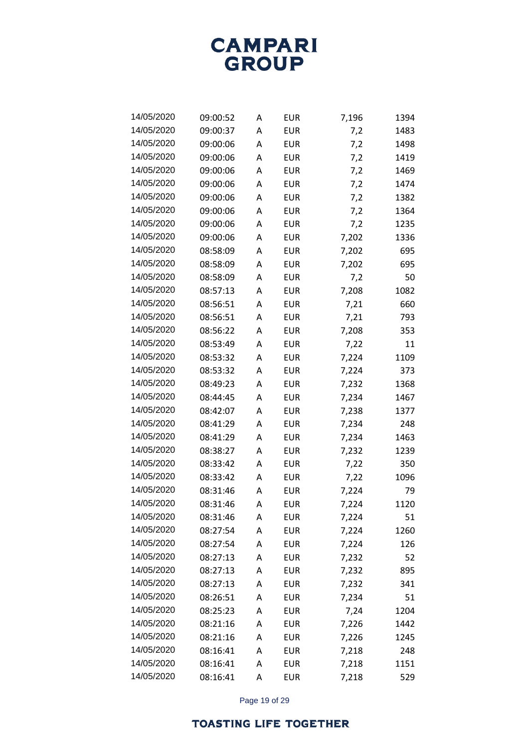| | | | | | |
|---|---|---|---|---|---|
| 14/05/2020 | 09:00:52 | A | EUR | 7,196 | 1394 |
| 14/05/2020 | 09:00:37 | A | EUR | 7,2 | 1483 |
| 14/05/2020 | 09:00:06 | A | EUR | 7,2 | 1498 |
| 14/05/2020 | 09:00:06 | A | EUR | 7,2 | 1419 |
| 14/05/2020 | 09:00:06 | A | EUR | 7,2 | 1469 |
| 14/05/2020 | 09:00:06 | A | EUR | 7,2 | 1474 |
| 14/05/2020 | 09:00:06 | A | EUR | 7,2 | 1382 |
| 14/05/2020 | 09:00:06 | A | EUR | 7,2 | 1364 |
| 14/05/2020 | 09:00:06 | A | EUR | 7,2 | 1235 |
| 14/05/2020 | 09:00:06 | A | EUR | 7,202 | 1336 |
| 14/05/2020 | 08:58:09 | A | EUR | 7,202 | 695 |
| 14/05/2020 | 08:58:09 | A | EUR | 7,202 | 695 |
| 14/05/2020 | 08:58:09 | A | EUR | 7,2 | 50 |
| 14/05/2020 | 08:57:13 | A | EUR | 7,208 | 1082 |
| 14/05/2020 | 08:56:51 | A | EUR | 7,21 | 660 |
| 14/05/2020 | 08:56:51 | A | EUR | 7,21 | 793 |
| 14/05/2020 | 08:56:22 | A | EUR | 7,208 | 353 |
| 14/05/2020 | 08:53:49 | A | EUR | 7,22 | 11 |
| 14/05/2020 | 08:53:32 | A | EUR | 7,224 | 1109 |
| 14/05/2020 | 08:53:32 | A | EUR | 7,224 | 373 |
| 14/05/2020 | 08:49:23 | A | EUR | 7,232 | 1368 |
| 14/05/2020 | 08:44:45 | A | EUR | 7,234 | 1467 |
| 14/05/2020 | 08:42:07 | A | EUR | 7,238 | 1377 |
| 14/05/2020 | 08:41:29 | A | EUR | 7,234 | 248 |
| 14/05/2020 | 08:41:29 | A | EUR | 7,234 | 1463 |
| 14/05/2020 | 08:38:27 | A | EUR | 7,232 | 1239 |
| 14/05/2020 | 08:33:42 | A | EUR | 7,22 | 350 |
| 14/05/2020 | 08:33:42 | A | EUR | 7,22 | 1096 |
| 14/05/2020 | 08:31:46 | A | EUR | 7,224 | 79 |
| 14/05/2020 | 08:31:46 | A | EUR | 7,224 | 1120 |
| 14/05/2020 | 08:31:46 | A | EUR | 7,224 | 51 |
| 14/05/2020 | 08:27:54 | A | EUR | 7,224 | 1260 |
| 14/05/2020 | 08:27:54 | A | EUR | 7,224 | 126 |
| 14/05/2020 | 08:27:13 | A | EUR | 7,232 | 52 |
| 14/05/2020 | 08:27:13 | A | EUR | 7,232 | 895 |
| 14/05/2020 | 08:27:13 | A | EUR | 7,232 | 341 |
| 14/05/2020 | 08:26:51 | A | EUR | 7,234 | 51 |
| 14/05/2020 | 08:25:23 | A | EUR | 7,24 | 1204 |
| 14/05/2020 | 08:21:16 | A | EUR | 7,226 | 1442 |
| 14/05/2020 | 08:21:16 | A | EUR | 7,226 | 1245 |
| 14/05/2020 | 08:16:41 | A | EUR | 7,218 | 248 |
| 14/05/2020 | 08:16:41 | A | EUR | 7,218 | 1151 |
| 14/05/2020 | 08:16:41 | A | EUR | 7,218 | 529 |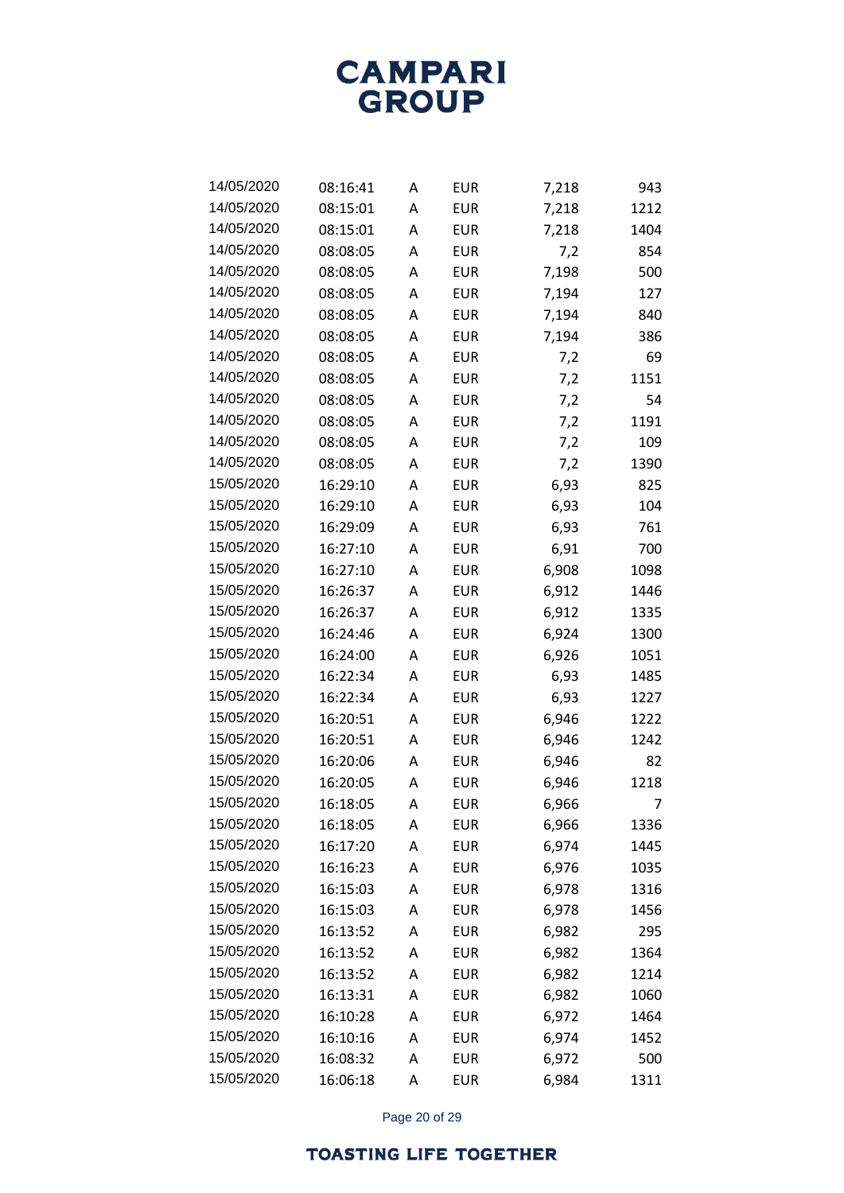| | | | | | |
|---|---|---|---|---|---|
| 14/05/2020 | 08:16:41 | A | EUR | 7,218 | 943 |
| 14/05/2020 | 08:15:01 | A | EUR | 7,218 | 1212 |
| 14/05/2020 | 08:15:01 | A | EUR | 7,218 | 1404 |
| 14/05/2020 | 08:08:05 | A | EUR | 7,2 | 854 |
| 14/05/2020 | 08:08:05 | A | EUR | 7,198 | 500 |
| 14/05/2020 | 08:08:05 | A | EUR | 7,194 | 127 |
| 14/05/2020 | 08:08:05 | A | EUR | 7,194 | 840 |
| 14/05/2020 | 08:08:05 | A | EUR | 7,194 | 386 |
| 14/05/2020 | 08:08:05 | A | EUR | 7,2 | 69 |
| 14/05/2020 | 08:08:05 | A | EUR | 7,2 | 1151 |
| 14/05/2020 | 08:08:05 | A | EUR | 7,2 | 54 |
| 14/05/2020 | 08:08:05 | A | EUR | 7,2 | 1191 |
| 14/05/2020 | 08:08:05 | A | EUR | 7,2 | 109 |
| 14/05/2020 | 08:08:05 | A | EUR | 7,2 | 1390 |
| 15/05/2020 | 16:29:10 | A | EUR | 6,93 | 825 |
| 15/05/2020 | 16:29:10 | A | EUR | 6,93 | 104 |
| 15/05/2020 | 16:29:09 | A | EUR | 6,93 | 761 |
| 15/05/2020 | 16:27:10 | A | EUR | 6,91 | 700 |
| 15/05/2020 | 16:27:10 | A | EUR | 6,908 | 1098 |
| 15/05/2020 | 16:26:37 | A | EUR | 6,912 | 1446 |
| 15/05/2020 | 16:26:37 | A | EUR | 6,912 | 1335 |
| 15/05/2020 | 16:24:46 | A | EUR | 6,924 | 1300 |
| 15/05/2020 | 16:24:00 | A | EUR | 6,926 | 1051 |
| 15/05/2020 | 16:22:34 | A | EUR | 6,93 | 1485 |
| 15/05/2020 | 16:22:34 | A | EUR | 6,93 | 1227 |
| 15/05/2020 | 16:20:51 | A | EUR | 6,946 | 1222 |
| 15/05/2020 | 16:20:51 | A | EUR | 6,946 | 1242 |
| 15/05/2020 | 16:20:06 | A | EUR | 6,946 | 82 |
| 15/05/2020 | 16:20:05 | A | EUR | 6,946 | 1218 |
| 15/05/2020 | 16:18:05 | A | EUR | 6,966 | 7 |
| 15/05/2020 | 16:18:05 | A | EUR | 6,966 | 1336 |
| 15/05/2020 | 16:17:20 | A | EUR | 6,974 | 1445 |
| 15/05/2020 | 16:16:23 | A | EUR | 6,976 | 1035 |
| 15/05/2020 | 16:15:03 | A | EUR | 6,978 | 1316 |
| 15/05/2020 | 16:15:03 | A | EUR | 6,978 | 1456 |
| 15/05/2020 | 16:13:52 | A | EUR | 6,982 | 295 |
| 15/05/2020 | 16:13:52 | A | EUR | 6,982 | 1364 |
| 15/05/2020 | 16:13:52 | A | EUR | 6,982 | 1214 |
| 15/05/2020 | 16:13:31 | A | EUR | 6,982 | 1060 |
| 15/05/2020 | 16:10:28 | A | EUR | 6,972 | 1464 |
| 15/05/2020 | 16:10:16 | A | EUR | 6,974 | 1452 |
| 15/05/2020 | 16:08:32 | A | EUR | 6,972 | 500 |
| 15/05/2020 | 16:06:18 | A | EUR | 6,984 | 1311 |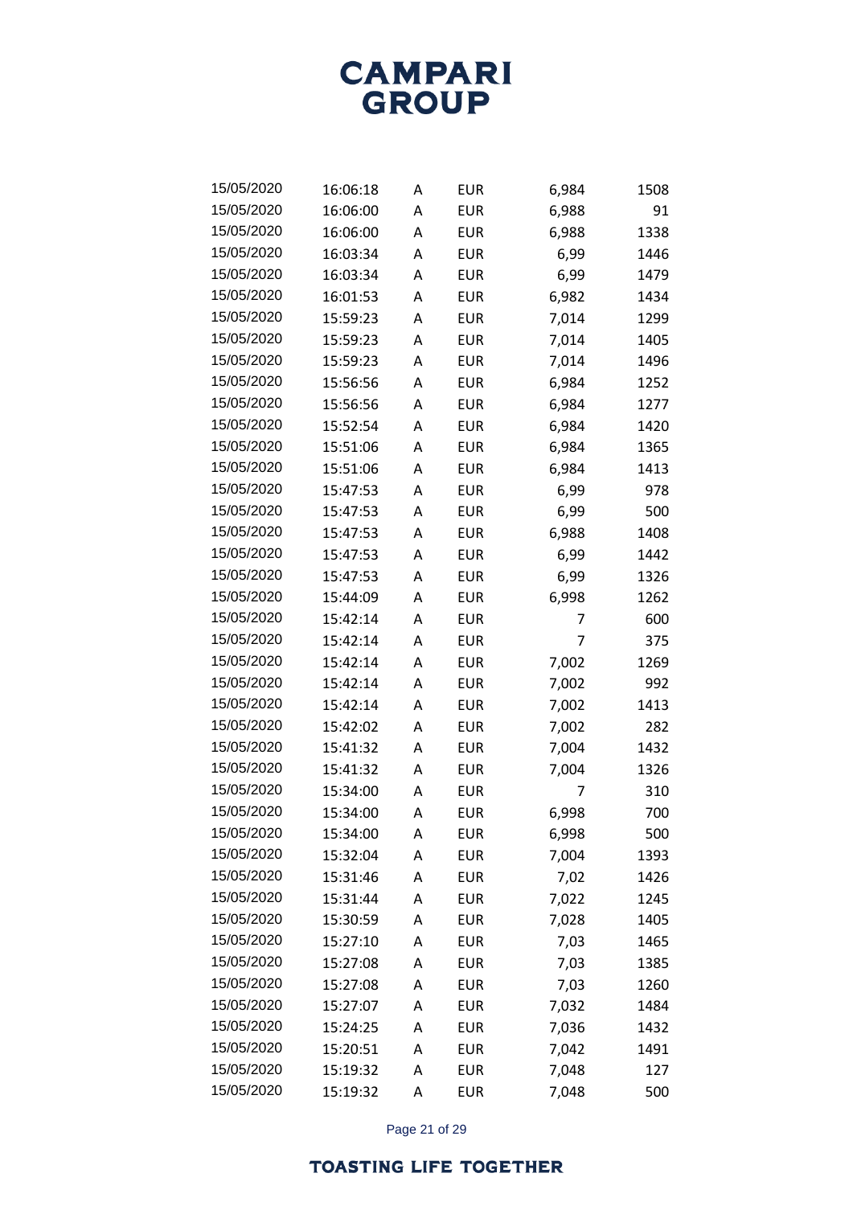| | | | | | |
|---|---|---|---|---|---|
| 15/05/2020 | 16:06:18 | A | EUR | 6,984 | 1508 |
| 15/05/2020 | 16:06:00 | A | EUR | 6,988 | 91 |
| 15/05/2020 | 16:06:00 | A | EUR | 6,988 | 1338 |
| 15/05/2020 | 16:03:34 | A | EUR | 6,99 | 1446 |
| 15/05/2020 | 16:03:34 | A | EUR | 6,99 | 1479 |
| 15/05/2020 | 16:01:53 | A | EUR | 6,982 | 1434 |
| 15/05/2020 | 15:59:23 | A | EUR | 7,014 | 1299 |
| 15/05/2020 | 15:59:23 | A | EUR | 7,014 | 1405 |
| 15/05/2020 | 15:59:23 | A | EUR | 7,014 | 1496 |
| 15/05/2020 | 15:56:56 | A | EUR | 6,984 | 1252 |
| 15/05/2020 | 15:56:56 | A | EUR | 6,984 | 1277 |
| 15/05/2020 | 15:52:54 | A | EUR | 6,984 | 1420 |
| 15/05/2020 | 15:51:06 | A | EUR | 6,984 | 1365 |
| 15/05/2020 | 15:51:06 | A | EUR | 6,984 | 1413 |
| 15/05/2020 | 15:47:53 | A | EUR | 6,99 | 978 |
| 15/05/2020 | 15:47:53 | A | EUR | 6,99 | 500 |
| 15/05/2020 | 15:47:53 | A | EUR | 6,988 | 1408 |
| 15/05/2020 | 15:47:53 | A | EUR | 6,99 | 1442 |
| 15/05/2020 | 15:47:53 | A | EUR | 6,99 | 1326 |
| 15/05/2020 | 15:44:09 | A | EUR | 6,998 | 1262 |
| 15/05/2020 | 15:42:14 | A | EUR | 7 | 600 |
| 15/05/2020 | 15:42:14 | A | EUR | 7 | 375 |
| 15/05/2020 | 15:42:14 | A | EUR | 7,002 | 1269 |
| 15/05/2020 | 15:42:14 | A | EUR | 7,002 | 992 |
| 15/05/2020 | 15:42:14 | A | EUR | 7,002 | 1413 |
| 15/05/2020 | 15:42:02 | A | EUR | 7,002 | 282 |
| 15/05/2020 | 15:41:32 | A | EUR | 7,004 | 1432 |
| 15/05/2020 | 15:41:32 | A | EUR | 7,004 | 1326 |
| 15/05/2020 | 15:34:00 | A | EUR | 7 | 310 |
| 15/05/2020 | 15:34:00 | A | EUR | 6,998 | 700 |
| 15/05/2020 | 15:34:00 | A | EUR | 6,998 | 500 |
| 15/05/2020 | 15:32:04 | A | EUR | 7,004 | 1393 |
| 15/05/2020 | 15:31:46 | A | EUR | 7,02 | 1426 |
| 15/05/2020 | 15:31:44 | A | EUR | 7,022 | 1245 |
| 15/05/2020 | 15:30:59 | A | EUR | 7,028 | 1405 |
| 15/05/2020 | 15:27:10 | A | EUR | 7,03 | 1465 |
| 15/05/2020 | 15:27:08 | A | EUR | 7,03 | 1385 |
| 15/05/2020 | 15:27:08 | A | EUR | 7,03 | 1260 |
| 15/05/2020 | 15:27:07 | A | EUR | 7,032 | 1484 |
| 15/05/2020 | 15:24:25 | A | EUR | 7,036 | 1432 |
| 15/05/2020 | 15:20:51 | A | EUR | 7,042 | 1491 |
| 15/05/2020 | 15:19:32 | A | EUR | 7,048 | 127 |
| 15/05/2020 | 15:19:32 | A | EUR | 7,048 | 500 |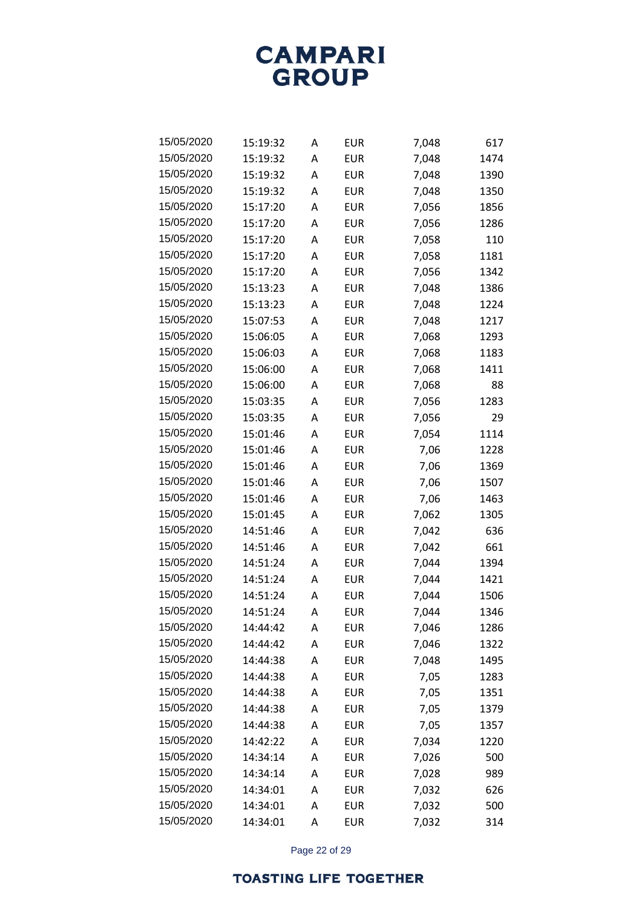| | | | | | |
|---|---|---|---|---|---|
| 15/05/2020 | 15:19:32 | A | EUR | 7,048 | 617 |
| 15/05/2020 | 15:19:32 | A | EUR | 7,048 | 1474 |
| 15/05/2020 | 15:19:32 | A | EUR | 7,048 | 1390 |
| 15/05/2020 | 15:19:32 | A | EUR | 7,048 | 1350 |
| 15/05/2020 | 15:17:20 | A | EUR | 7,056 | 1856 |
| 15/05/2020 | 15:17:20 | A | EUR | 7,056 | 1286 |
| 15/05/2020 | 15:17:20 | A | EUR | 7,058 | 110 |
| 15/05/2020 | 15:17:20 | A | EUR | 7,058 | 1181 |
| 15/05/2020 | 15:17:20 | A | EUR | 7,056 | 1342 |
| 15/05/2020 | 15:13:23 | A | EUR | 7,048 | 1386 |
| 15/05/2020 | 15:13:23 | A | EUR | 7,048 | 1224 |
| 15/05/2020 | 15:07:53 | A | EUR | 7,048 | 1217 |
| 15/05/2020 | 15:06:05 | A | EUR | 7,068 | 1293 |
| 15/05/2020 | 15:06:03 | A | EUR | 7,068 | 1183 |
| 15/05/2020 | 15:06:00 | A | EUR | 7,068 | 1411 |
| 15/05/2020 | 15:06:00 | A | EUR | 7,068 | 88 |
| 15/05/2020 | 15:03:35 | A | EUR | 7,056 | 1283 |
| 15/05/2020 | 15:03:35 | A | EUR | 7,056 | 29 |
| 15/05/2020 | 15:01:46 | A | EUR | 7,054 | 1114 |
| 15/05/2020 | 15:01:46 | A | EUR | 7,06 | 1228 |
| 15/05/2020 | 15:01:46 | A | EUR | 7,06 | 1369 |
| 15/05/2020 | 15:01:46 | A | EUR | 7,06 | 1507 |
| 15/05/2020 | 15:01:46 | A | EUR | 7,06 | 1463 |
| 15/05/2020 | 15:01:45 | A | EUR | 7,062 | 1305 |
| 15/05/2020 | 14:51:46 | A | EUR | 7,042 | 636 |
| 15/05/2020 | 14:51:46 | A | EUR | 7,042 | 661 |
| 15/05/2020 | 14:51:24 | A | EUR | 7,044 | 1394 |
| 15/05/2020 | 14:51:24 | A | EUR | 7,044 | 1421 |
| 15/05/2020 | 14:51:24 | A | EUR | 7,044 | 1506 |
| 15/05/2020 | 14:51:24 | A | EUR | 7,044 | 1346 |
| 15/05/2020 | 14:44:42 | A | EUR | 7,046 | 1286 |
| 15/05/2020 | 14:44:42 | A | EUR | 7,046 | 1322 |
| 15/05/2020 | 14:44:38 | A | EUR | 7,048 | 1495 |
| 15/05/2020 | 14:44:38 | A | EUR | 7,05 | 1283 |
| 15/05/2020 | 14:44:38 | A | EUR | 7,05 | 1351 |
| 15/05/2020 | 14:44:38 | A | EUR | 7,05 | 1379 |
| 15/05/2020 | 14:44:38 | A | EUR | 7,05 | 1357 |
| 15/05/2020 | 14:42:22 | A | EUR | 7,034 | 1220 |
| 15/05/2020 | 14:34:14 | A | EUR | 7,026 | 500 |
| 15/05/2020 | 14:34:14 | A | EUR | 7,028 | 989 |
| 15/05/2020 | 14:34:01 | A | EUR | 7,032 | 626 |
| 15/05/2020 | 14:34:01 | A | EUR | 7,032 | 500 |
| 15/05/2020 | 14:34:01 | A | EUR | 7,032 | 314 |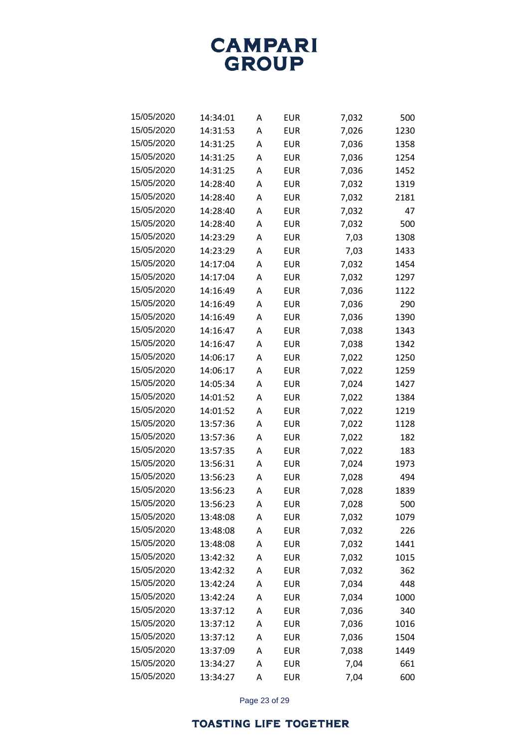| | | | | | |
|---|---|---|---|---|---|
| 15/05/2020 | 14:34:01 | A | EUR | 7,032 | 500 |
| 15/05/2020 | 14:31:53 | A | EUR | 7,026 | 1230 |
| 15/05/2020 | 14:31:25 | A | EUR | 7,036 | 1358 |
| 15/05/2020 | 14:31:25 | A | EUR | 7,036 | 1254 |
| 15/05/2020 | 14:31:25 | A | EUR | 7,036 | 1452 |
| 15/05/2020 | 14:28:40 | A | EUR | 7,032 | 1319 |
| 15/05/2020 | 14:28:40 | A | EUR | 7,032 | 2181 |
| 15/05/2020 | 14:28:40 | A | EUR | 7,032 | 47 |
| 15/05/2020 | 14:28:40 | A | EUR | 7,032 | 500 |
| 15/05/2020 | 14:23:29 | A | EUR | 7,03 | 1308 |
| 15/05/2020 | 14:23:29 | A | EUR | 7,03 | 1433 |
| 15/05/2020 | 14:17:04 | A | EUR | 7,032 | 1454 |
| 15/05/2020 | 14:17:04 | A | EUR | 7,032 | 1297 |
| 15/05/2020 | 14:16:49 | A | EUR | 7,036 | 1122 |
| 15/05/2020 | 14:16:49 | A | EUR | 7,036 | 290 |
| 15/05/2020 | 14:16:49 | A | EUR | 7,036 | 1390 |
| 15/05/2020 | 14:16:47 | A | EUR | 7,038 | 1343 |
| 15/05/2020 | 14:16:47 | A | EUR | 7,038 | 1342 |
| 15/05/2020 | 14:06:17 | A | EUR | 7,022 | 1250 |
| 15/05/2020 | 14:06:17 | A | EUR | 7,022 | 1259 |
| 15/05/2020 | 14:05:34 | A | EUR | 7,024 | 1427 |
| 15/05/2020 | 14:01:52 | A | EUR | 7,022 | 1384 |
| 15/05/2020 | 14:01:52 | A | EUR | 7,022 | 1219 |
| 15/05/2020 | 13:57:36 | A | EUR | 7,022 | 1128 |
| 15/05/2020 | 13:57:36 | A | EUR | 7,022 | 182 |
| 15/05/2020 | 13:57:35 | A | EUR | 7,022 | 183 |
| 15/05/2020 | 13:56:31 | A | EUR | 7,024 | 1973 |
| 15/05/2020 | 13:56:23 | A | EUR | 7,028 | 494 |
| 15/05/2020 | 13:56:23 | A | EUR | 7,028 | 1839 |
| 15/05/2020 | 13:56:23 | A | EUR | 7,028 | 500 |
| 15/05/2020 | 13:48:08 | A | EUR | 7,032 | 1079 |
| 15/05/2020 | 13:48:08 | A | EUR | 7,032 | 226 |
| 15/05/2020 | 13:48:08 | A | EUR | 7,032 | 1441 |
| 15/05/2020 | 13:42:32 | A | EUR | 7,032 | 1015 |
| 15/05/2020 | 13:42:32 | A | EUR | 7,032 | 362 |
| 15/05/2020 | 13:42:24 | A | EUR | 7,034 | 448 |
| 15/05/2020 | 13:42:24 | A | EUR | 7,034 | 1000 |
| 15/05/2020 | 13:37:12 | A | EUR | 7,036 | 340 |
| 15/05/2020 | 13:37:12 | A | EUR | 7,036 | 1016 |
| 15/05/2020 | 13:37:12 | A | EUR | 7,036 | 1504 |
| 15/05/2020 | 13:37:09 | A | EUR | 7,038 | 1449 |
| 15/05/2020 | 13:34:27 | A | EUR | 7,04 | 661 |
| 15/05/2020 | 13:34:27 | A | EUR | 7,04 | 600 |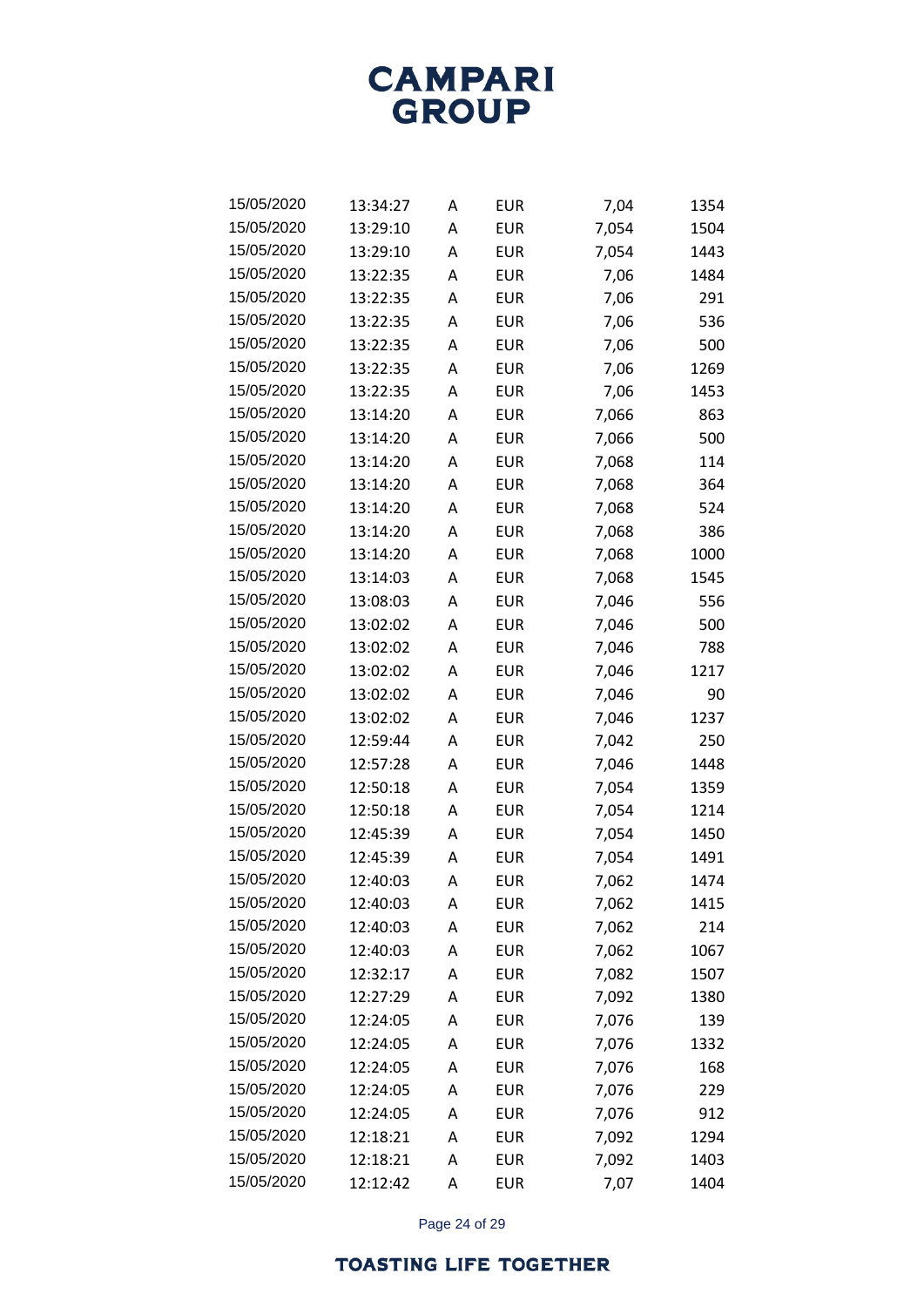| | | | | | |
|---|---|---|---|---|---|
| 15/05/2020 | 13:34:27 | A | EUR | 7,04 | 1354 |
| 15/05/2020 | 13:29:10 | A | EUR | 7,054 | 1504 |
| 15/05/2020 | 13:29:10 | A | EUR | 7,054 | 1443 |
| 15/05/2020 | 13:22:35 | A | EUR | 7,06 | 1484 |
| 15/05/2020 | 13:22:35 | A | EUR | 7,06 | 291 |
| 15/05/2020 | 13:22:35 | A | EUR | 7,06 | 536 |
| 15/05/2020 | 13:22:35 | A | EUR | 7,06 | 500 |
| 15/05/2020 | 13:22:35 | A | EUR | 7,06 | 1269 |
| 15/05/2020 | 13:22:35 | A | EUR | 7,06 | 1453 |
| 15/05/2020 | 13:14:20 | A | EUR | 7,066 | 863 |
| 15/05/2020 | 13:14:20 | A | EUR | 7,066 | 500 |
| 15/05/2020 | 13:14:20 | A | EUR | 7,068 | 114 |
| 15/05/2020 | 13:14:20 | A | EUR | 7,068 | 364 |
| 15/05/2020 | 13:14:20 | A | EUR | 7,068 | 524 |
| 15/05/2020 | 13:14:20 | A | EUR | 7,068 | 386 |
| 15/05/2020 | 13:14:20 | A | EUR | 7,068 | 1000 |
| 15/05/2020 | 13:14:03 | A | EUR | 7,068 | 1545 |
| 15/05/2020 | 13:08:03 | A | EUR | 7,046 | 556 |
| 15/05/2020 | 13:02:02 | A | EUR | 7,046 | 500 |
| 15/05/2020 | 13:02:02 | A | EUR | 7,046 | 788 |
| 15/05/2020 | 13:02:02 | A | EUR | 7,046 | 1217 |
| 15/05/2020 | 13:02:02 | A | EUR | 7,046 | 90 |
| 15/05/2020 | 13:02:02 | A | EUR | 7,046 | 1237 |
| 15/05/2020 | 12:59:44 | A | EUR | 7,042 | 250 |
| 15/05/2020 | 12:57:28 | A | EUR | 7,046 | 1448 |
| 15/05/2020 | 12:50:18 | A | EUR | 7,054 | 1359 |
| 15/05/2020 | 12:50:18 | A | EUR | 7,054 | 1214 |
| 15/05/2020 | 12:45:39 | A | EUR | 7,054 | 1450 |
| 15/05/2020 | 12:45:39 | A | EUR | 7,054 | 1491 |
| 15/05/2020 | 12:40:03 | A | EUR | 7,062 | 1474 |
| 15/05/2020 | 12:40:03 | A | EUR | 7,062 | 1415 |
| 15/05/2020 | 12:40:03 | A | EUR | 7,062 | 214 |
| 15/05/2020 | 12:40:03 | A | EUR | 7,062 | 1067 |
| 15/05/2020 | 12:32:17 | A | EUR | 7,082 | 1507 |
| 15/05/2020 | 12:27:29 | A | EUR | 7,092 | 1380 |
| 15/05/2020 | 12:24:05 | A | EUR | 7,076 | 139 |
| 15/05/2020 | 12:24:05 | A | EUR | 7,076 | 1332 |
| 15/05/2020 | 12:24:05 | A | EUR | 7,076 | 168 |
| 15/05/2020 | 12:24:05 | A | EUR | 7,076 | 229 |
| 15/05/2020 | 12:24:05 | A | EUR | 7,076 | 912 |
| 15/05/2020 | 12:18:21 | A | EUR | 7,092 | 1294 |
| 15/05/2020 | 12:18:21 | A | EUR | 7,092 | 1403 |
| 15/05/2020 | 12:12:42 | A | EUR | 7,07 | 1404 |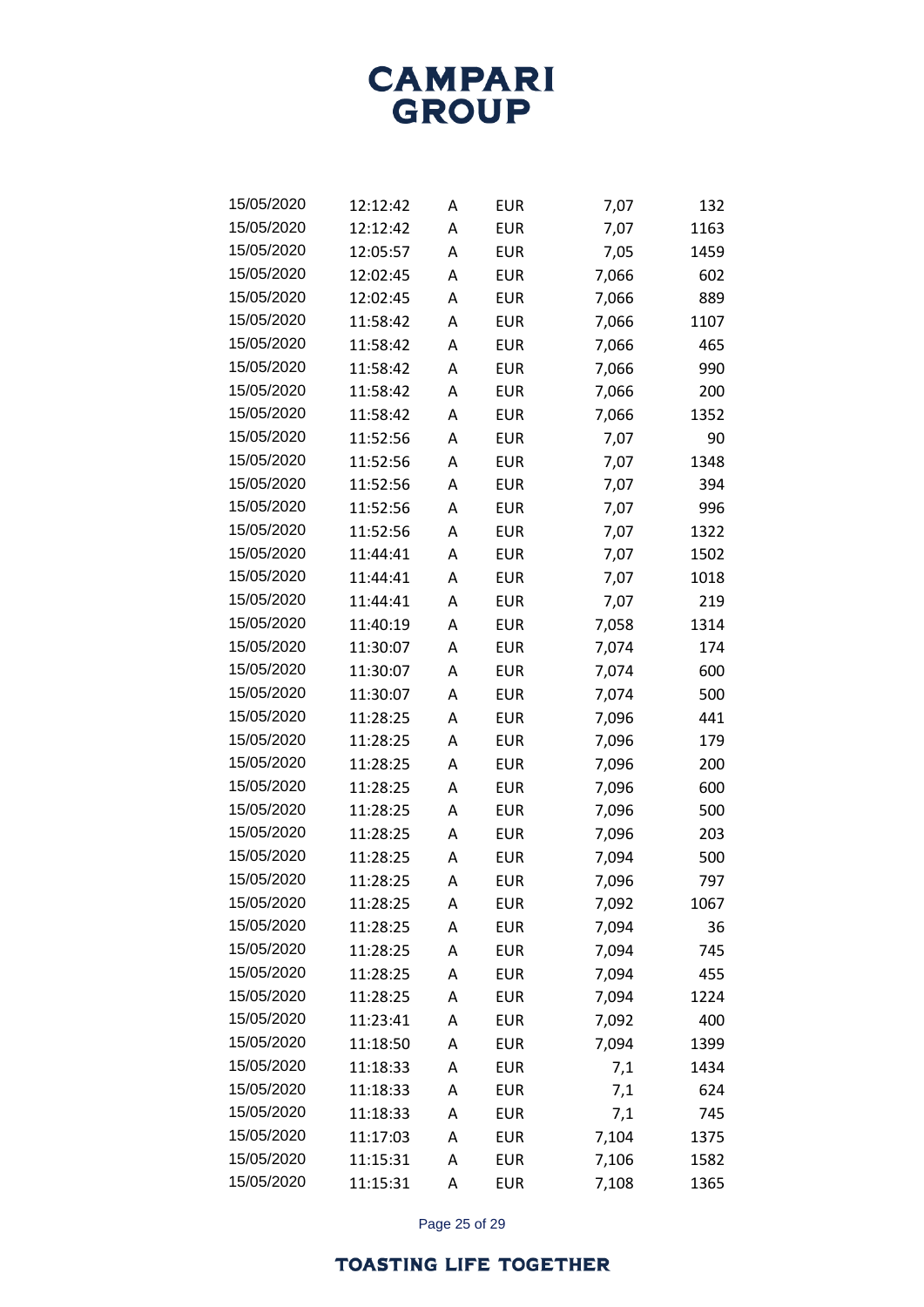| | | | | | |
|---|---|---|---|---|---|
| 15/05/2020 | 12:12:42 | A | EUR | 7,07 | 132 |
| 15/05/2020 | 12:12:42 | A | EUR | 7,07 | 1163 |
| 15/05/2020 | 12:05:57 | A | EUR | 7,05 | 1459 |
| 15/05/2020 | 12:02:45 | A | EUR | 7,066 | 602 |
| 15/05/2020 | 12:02:45 | A | EUR | 7,066 | 889 |
| 15/05/2020 | 11:58:42 | A | EUR | 7,066 | 1107 |
| 15/05/2020 | 11:58:42 | A | EUR | 7,066 | 465 |
| 15/05/2020 | 11:58:42 | A | EUR | 7,066 | 990 |
| 15/05/2020 | 11:58:42 | A | EUR | 7,066 | 200 |
| 15/05/2020 | 11:58:42 | A | EUR | 7,066 | 1352 |
| 15/05/2020 | 11:52:56 | A | EUR | 7,07 | 90 |
| 15/05/2020 | 11:52:56 | A | EUR | 7,07 | 1348 |
| 15/05/2020 | 11:52:56 | A | EUR | 7,07 | 394 |
| 15/05/2020 | 11:52:56 | A | EUR | 7,07 | 996 |
| 15/05/2020 | 11:52:56 | A | EUR | 7,07 | 1322 |
| 15/05/2020 | 11:44:41 | A | EUR | 7,07 | 1502 |
| 15/05/2020 | 11:44:41 | A | EUR | 7,07 | 1018 |
| 15/05/2020 | 11:44:41 | A | EUR | 7,07 | 219 |
| 15/05/2020 | 11:40:19 | A | EUR | 7,058 | 1314 |
| 15/05/2020 | 11:30:07 | A | EUR | 7,074 | 174 |
| 15/05/2020 | 11:30:07 | A | EUR | 7,074 | 600 |
| 15/05/2020 | 11:30:07 | A | EUR | 7,074 | 500 |
| 15/05/2020 | 11:28:25 | A | EUR | 7,096 | 441 |
| 15/05/2020 | 11:28:25 | A | EUR | 7,096 | 179 |
| 15/05/2020 | 11:28:25 | A | EUR | 7,096 | 200 |
| 15/05/2020 | 11:28:25 | A | EUR | 7,096 | 600 |
| 15/05/2020 | 11:28:25 | A | EUR | 7,096 | 500 |
| 15/05/2020 | 11:28:25 | A | EUR | 7,096 | 203 |
| 15/05/2020 | 11:28:25 | A | EUR | 7,094 | 500 |
| 15/05/2020 | 11:28:25 | A | EUR | 7,096 | 797 |
| 15/05/2020 | 11:28:25 | A | EUR | 7,092 | 1067 |
| 15/05/2020 | 11:28:25 | A | EUR | 7,094 | 36 |
| 15/05/2020 | 11:28:25 | A | EUR | 7,094 | 745 |
| 15/05/2020 | 11:28:25 | A | EUR | 7,094 | 455 |
| 15/05/2020 | 11:28:25 | A | EUR | 7,094 | 1224 |
| 15/05/2020 | 11:23:41 | A | EUR | 7,092 | 400 |
| 15/05/2020 | 11:18:50 | A | EUR | 7,094 | 1399 |
| 15/05/2020 | 11:18:33 | A | EUR | 7,1 | 1434 |
| 15/05/2020 | 11:18:33 | A | EUR | 7,1 | 624 |
| 15/05/2020 | 11:18:33 | A | EUR | 7,1 | 745 |
| 15/05/2020 | 11:17:03 | A | EUR | 7,104 | 1375 |
| 15/05/2020 | 11:15:31 | A | EUR | 7,106 | 1582 |
| 15/05/2020 | 11:15:31 | A | EUR | 7,108 | 1365 |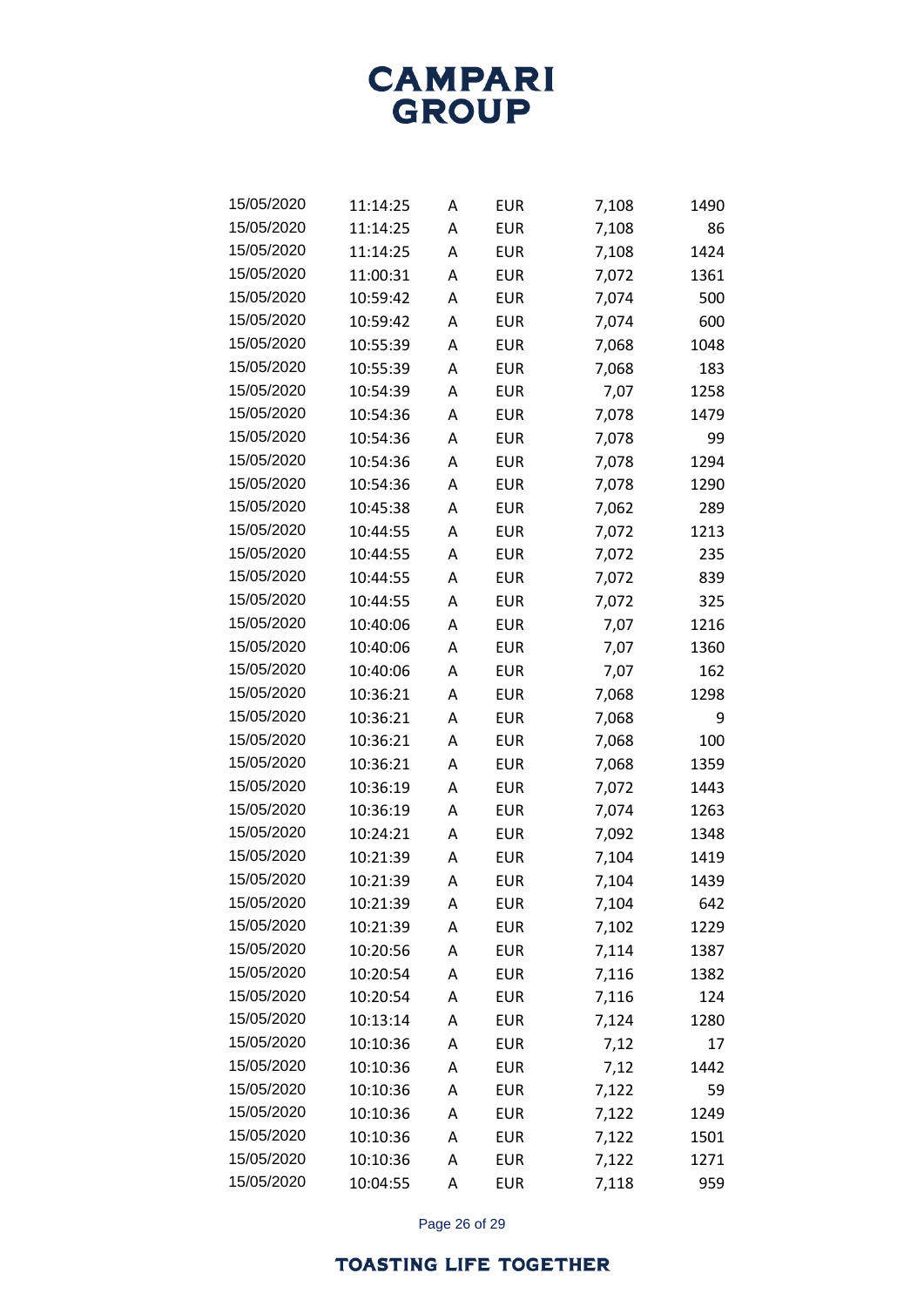| | | | | | |
|---|---|---|---|---|---|
| 15/05/2020 | 11:14:25 | A | EUR | 7,108 | 1490 |
| 15/05/2020 | 11:14:25 | A | EUR | 7,108 | 86 |
| 15/05/2020 | 11:14:25 | A | EUR | 7,108 | 1424 |
| 15/05/2020 | 11:00:31 | A | EUR | 7,072 | 1361 |
| 15/05/2020 | 10:59:42 | A | EUR | 7,074 | 500 |
| 15/05/2020 | 10:59:42 | A | EUR | 7,074 | 600 |
| 15/05/2020 | 10:55:39 | A | EUR | 7,068 | 1048 |
| 15/05/2020 | 10:55:39 | A | EUR | 7,068 | 183 |
| 15/05/2020 | 10:54:39 | A | EUR | 7,07 | 1258 |
| 15/05/2020 | 10:54:36 | A | EUR | 7,078 | 1479 |
| 15/05/2020 | 10:54:36 | A | EUR | 7,078 | 99 |
| 15/05/2020 | 10:54:36 | A | EUR | 7,078 | 1294 |
| 15/05/2020 | 10:54:36 | A | EUR | 7,078 | 1290 |
| 15/05/2020 | 10:45:38 | A | EUR | 7,062 | 289 |
| 15/05/2020 | 10:44:55 | A | EUR | 7,072 | 1213 |
| 15/05/2020 | 10:44:55 | A | EUR | 7,072 | 235 |
| 15/05/2020 | 10:44:55 | A | EUR | 7,072 | 839 |
| 15/05/2020 | 10:44:55 | A | EUR | 7,072 | 325 |
| 15/05/2020 | 10:40:06 | A | EUR | 7,07 | 1216 |
| 15/05/2020 | 10:40:06 | A | EUR | 7,07 | 1360 |
| 15/05/2020 | 10:40:06 | A | EUR | 7,07 | 162 |
| 15/05/2020 | 10:36:21 | A | EUR | 7,068 | 1298 |
| 15/05/2020 | 10:36:21 | A | EUR | 7,068 | 9 |
| 15/05/2020 | 10:36:21 | A | EUR | 7,068 | 100 |
| 15/05/2020 | 10:36:21 | A | EUR | 7,068 | 1359 |
| 15/05/2020 | 10:36:19 | A | EUR | 7,072 | 1443 |
| 15/05/2020 | 10:36:19 | A | EUR | 7,074 | 1263 |
| 15/05/2020 | 10:24:21 | A | EUR | 7,092 | 1348 |
| 15/05/2020 | 10:21:39 | A | EUR | 7,104 | 1419 |
| 15/05/2020 | 10:21:39 | A | EUR | 7,104 | 1439 |
| 15/05/2020 | 10:21:39 | A | EUR | 7,104 | 642 |
| 15/05/2020 | 10:21:39 | A | EUR | 7,102 | 1229 |
| 15/05/2020 | 10:20:56 | A | EUR | 7,114 | 1387 |
| 15/05/2020 | 10:20:54 | A | EUR | 7,116 | 1382 |
| 15/05/2020 | 10:20:54 | A | EUR | 7,116 | 124 |
| 15/05/2020 | 10:13:14 | A | EUR | 7,124 | 1280 |
| 15/05/2020 | 10:10:36 | A | EUR | 7,12 | 17 |
| 15/05/2020 | 10:10:36 | A | EUR | 7,12 | 1442 |
| 15/05/2020 | 10:10:36 | A | EUR | 7,122 | 59 |
| 15/05/2020 | 10:10:36 | A | EUR | 7,122 | 1249 |
| 15/05/2020 | 10:10:36 | A | EUR | 7,122 | 1501 |
| 15/05/2020 | 10:10:36 | A | EUR | 7,122 | 1271 |
| 15/05/2020 | 10:04:55 | A | EUR | 7,118 | 959 |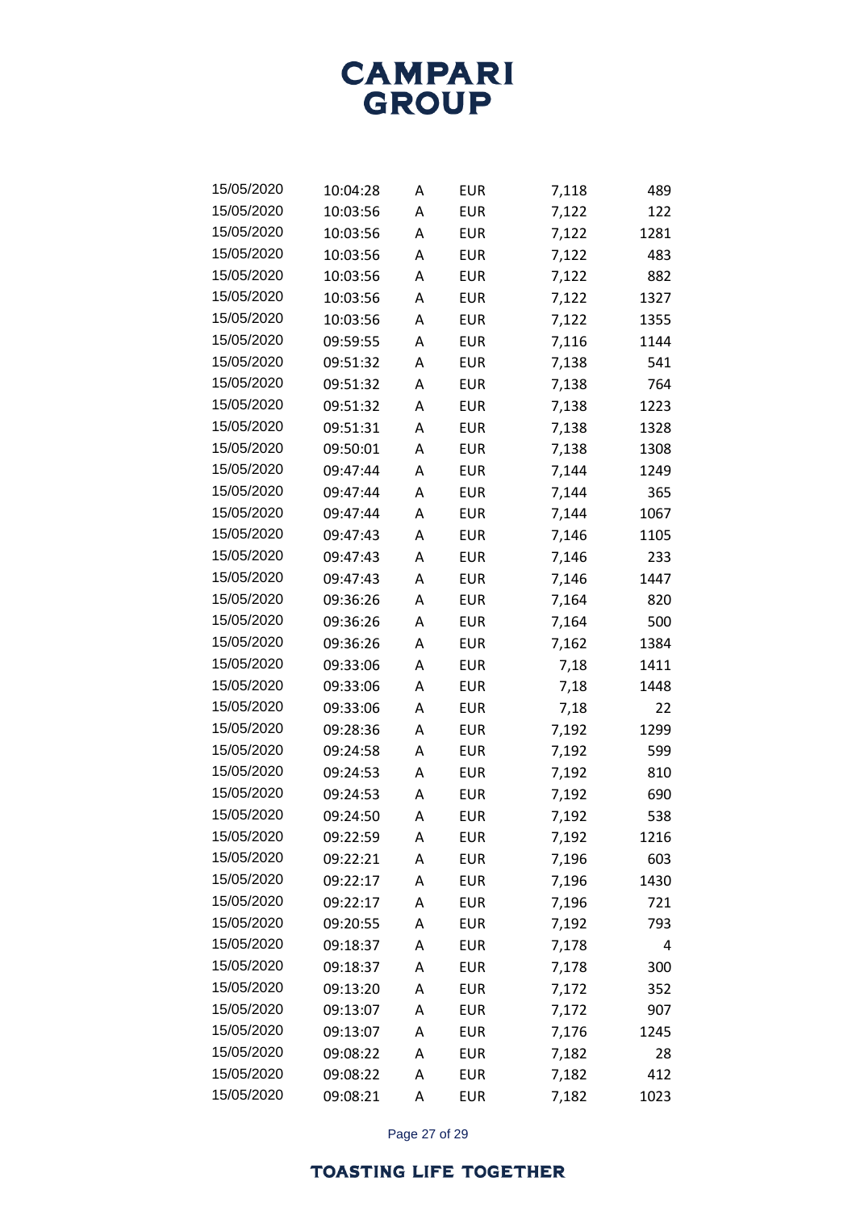| | | | | | |
|---|---|---|---|---|---|
| 15/05/2020 | 10:04:28 | A | EUR | 7,118 | 489 |
| 15/05/2020 | 10:03:56 | A | EUR | 7,122 | 122 |
| 15/05/2020 | 10:03:56 | A | EUR | 7,122 | 1281 |
| 15/05/2020 | 10:03:56 | A | EUR | 7,122 | 483 |
| 15/05/2020 | 10:03:56 | A | EUR | 7,122 | 882 |
| 15/05/2020 | 10:03:56 | A | EUR | 7,122 | 1327 |
| 15/05/2020 | 10:03:56 | A | EUR | 7,122 | 1355 |
| 15/05/2020 | 09:59:55 | A | EUR | 7,116 | 1144 |
| 15/05/2020 | 09:51:32 | A | EUR | 7,138 | 541 |
| 15/05/2020 | 09:51:32 | A | EUR | 7,138 | 764 |
| 15/05/2020 | 09:51:32 | A | EUR | 7,138 | 1223 |
| 15/05/2020 | 09:51:31 | A | EUR | 7,138 | 1328 |
| 15/05/2020 | 09:50:01 | A | EUR | 7,138 | 1308 |
| 15/05/2020 | 09:47:44 | A | EUR | 7,144 | 1249 |
| 15/05/2020 | 09:47:44 | A | EUR | 7,144 | 365 |
| 15/05/2020 | 09:47:44 | A | EUR | 7,144 | 1067 |
| 15/05/2020 | 09:47:43 | A | EUR | 7,146 | 1105 |
| 15/05/2020 | 09:47:43 | A | EUR | 7,146 | 233 |
| 15/05/2020 | 09:47:43 | A | EUR | 7,146 | 1447 |
| 15/05/2020 | 09:36:26 | A | EUR | 7,164 | 820 |
| 15/05/2020 | 09:36:26 | A | EUR | 7,164 | 500 |
| 15/05/2020 | 09:36:26 | A | EUR | 7,162 | 1384 |
| 15/05/2020 | 09:33:06 | A | EUR | 7,18 | 1411 |
| 15/05/2020 | 09:33:06 | A | EUR | 7,18 | 1448 |
| 15/05/2020 | 09:33:06 | A | EUR | 7,18 | 22 |
| 15/05/2020 | 09:28:36 | A | EUR | 7,192 | 1299 |
| 15/05/2020 | 09:24:58 | A | EUR | 7,192 | 599 |
| 15/05/2020 | 09:24:53 | A | EUR | 7,192 | 810 |
| 15/05/2020 | 09:24:53 | A | EUR | 7,192 | 690 |
| 15/05/2020 | 09:24:50 | A | EUR | 7,192 | 538 |
| 15/05/2020 | 09:22:59 | A | EUR | 7,192 | 1216 |
| 15/05/2020 | 09:22:21 | A | EUR | 7,196 | 603 |
| 15/05/2020 | 09:22:17 | A | EUR | 7,196 | 1430 |
| 15/05/2020 | 09:22:17 | A | EUR | 7,196 | 721 |
| 15/05/2020 | 09:20:55 | A | EUR | 7,192 | 793 |
| 15/05/2020 | 09:18:37 | A | EUR | 7,178 | 4 |
| 15/05/2020 | 09:18:37 | A | EUR | 7,178 | 300 |
| 15/05/2020 | 09:13:20 | A | EUR | 7,172 | 352 |
| 15/05/2020 | 09:13:07 | A | EUR | 7,172 | 907 |
| 15/05/2020 | 09:13:07 | A | EUR | 7,176 | 1245 |
| 15/05/2020 | 09:08:22 | A | EUR | 7,182 | 28 |
| 15/05/2020 | 09:08:22 | A | EUR | 7,182 | 412 |
| 15/05/2020 | 09:08:21 | A | EUR | 7,182 | 1023 |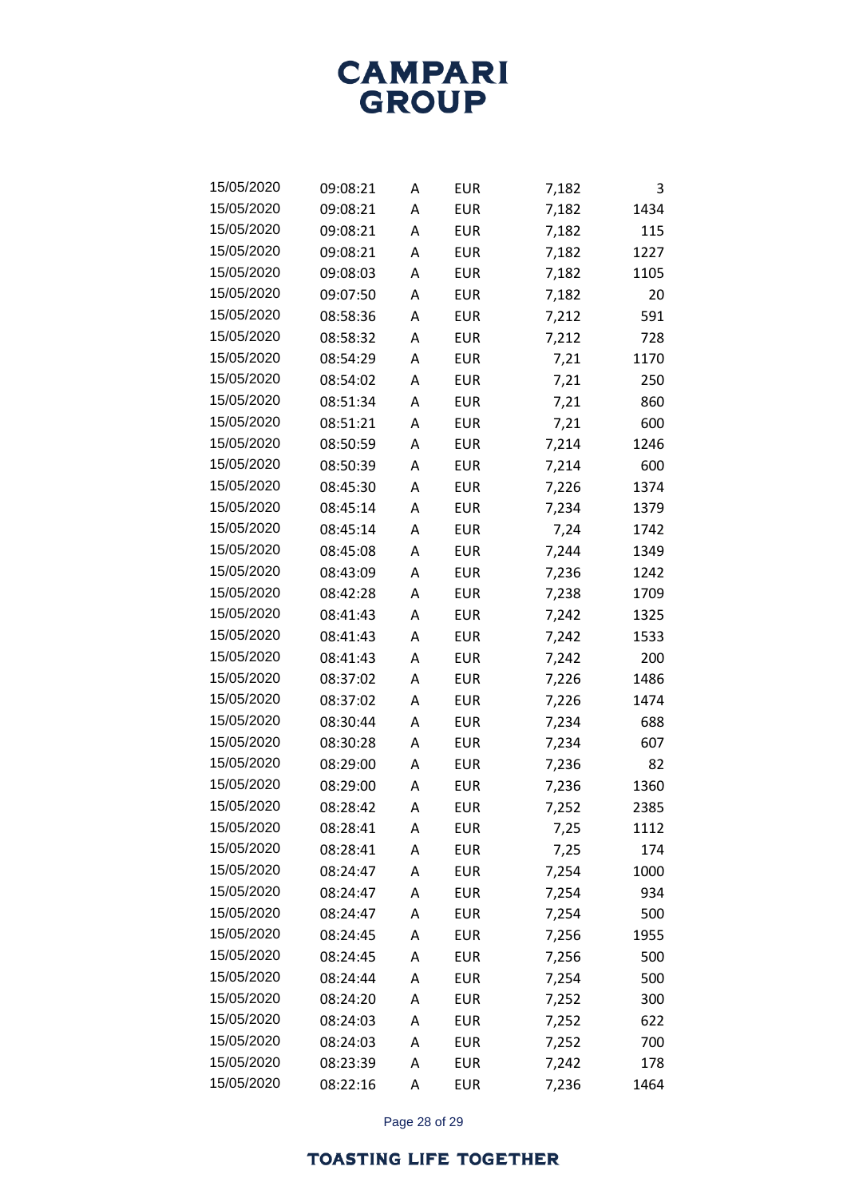| | | | | | |
|---|---|---|---|---|---|
| 15/05/2020 | 09:08:21 | A | EUR | 7,182 | 3 |
| 15/05/2020 | 09:08:21 | A | EUR | 7,182 | 1434 |
| 15/05/2020 | 09:08:21 | A | EUR | 7,182 | 115 |
| 15/05/2020 | 09:08:21 | A | EUR | 7,182 | 1227 |
| 15/05/2020 | 09:08:03 | A | EUR | 7,182 | 1105 |
| 15/05/2020 | 09:07:50 | A | EUR | 7,182 | 20 |
| 15/05/2020 | 08:58:36 | A | EUR | 7,212 | 591 |
| 15/05/2020 | 08:58:32 | A | EUR | 7,212 | 728 |
| 15/05/2020 | 08:54:29 | A | EUR | 7,21 | 1170 |
| 15/05/2020 | 08:54:02 | A | EUR | 7,21 | 250 |
| 15/05/2020 | 08:51:34 | A | EUR | 7,21 | 860 |
| 15/05/2020 | 08:51:21 | A | EUR | 7,21 | 600 |
| 15/05/2020 | 08:50:59 | A | EUR | 7,214 | 1246 |
| 15/05/2020 | 08:50:39 | A | EUR | 7,214 | 600 |
| 15/05/2020 | 08:45:30 | A | EUR | 7,226 | 1374 |
| 15/05/2020 | 08:45:14 | A | EUR | 7,234 | 1379 |
| 15/05/2020 | 08:45:14 | A | EUR | 7,24 | 1742 |
| 15/05/2020 | 08:45:08 | A | EUR | 7,244 | 1349 |
| 15/05/2020 | 08:43:09 | A | EUR | 7,236 | 1242 |
| 15/05/2020 | 08:42:28 | A | EUR | 7,238 | 1709 |
| 15/05/2020 | 08:41:43 | A | EUR | 7,242 | 1325 |
| 15/05/2020 | 08:41:43 | A | EUR | 7,242 | 1533 |
| 15/05/2020 | 08:41:43 | A | EUR | 7,242 | 200 |
| 15/05/2020 | 08:37:02 | A | EUR | 7,226 | 1486 |
| 15/05/2020 | 08:37:02 | A | EUR | 7,226 | 1474 |
| 15/05/2020 | 08:30:44 | A | EUR | 7,234 | 688 |
| 15/05/2020 | 08:30:28 | A | EUR | 7,234 | 607 |
| 15/05/2020 | 08:29:00 | A | EUR | 7,236 | 82 |
| 15/05/2020 | 08:29:00 | A | EUR | 7,236 | 1360 |
| 15/05/2020 | 08:28:42 | A | EUR | 7,252 | 2385 |
| 15/05/2020 | 08:28:41 | A | EUR | 7,25 | 1112 |
| 15/05/2020 | 08:28:41 | A | EUR | 7,25 | 174 |
| 15/05/2020 | 08:24:47 | A | EUR | 7,254 | 1000 |
| 15/05/2020 | 08:24:47 | A | EUR | 7,254 | 934 |
| 15/05/2020 | 08:24:47 | A | EUR | 7,254 | 500 |
| 15/05/2020 | 08:24:45 | A | EUR | 7,256 | 1955 |
| 15/05/2020 | 08:24:45 | A | EUR | 7,256 | 500 |
| 15/05/2020 | 08:24:44 | A | EUR | 7,254 | 500 |
| 15/05/2020 | 08:24:20 | A | EUR | 7,252 | 300 |
| 15/05/2020 | 08:24:03 | A | EUR | 7,252 | 622 |
| 15/05/2020 | 08:24:03 | A | EUR | 7,252 | 700 |
| 15/05/2020 | 08:23:39 | A | EUR | 7,242 | 178 |
| 15/05/2020 | 08:22:16 | A | EUR | 7,236 | 1464 |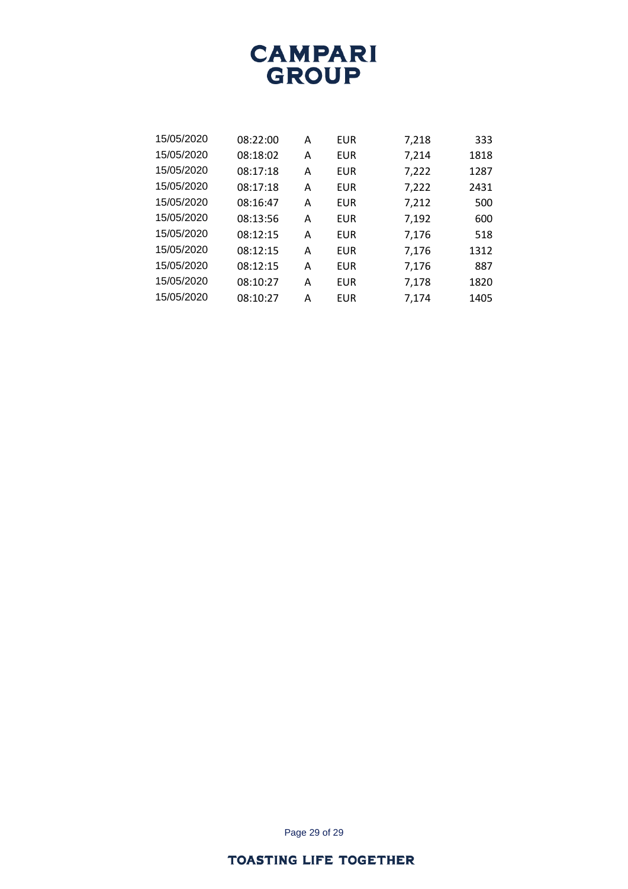| | | | | | |
|---|---|---|---|---|---|
| 15/05/2020 | 08:22:00 | A | EUR | 7,218 | 333 |
| 15/05/2020 | 08:18:02 | A | EUR | 7,214 | 1818 |
| 15/05/2020 | 08:17:18 | A | EUR | 7,222 | 1287 |
| 15/05/2020 | 08:17:18 | A | EUR | 7,222 | 2431 |
| 15/05/2020 | 08:16:47 | A | EUR | 7,212 | 500 |
| 15/05/2020 | 08:13:56 | A | EUR | 7,192 | 600 |
| 15/05/2020 | 08:12:15 | A | EUR | 7,176 | 518 |
| 15/05/2020 | 08:12:15 | A | EUR | 7,176 | 1312 |
| 15/05/2020 | 08:12:15 | A | EUR | 7,176 | 887 |
| 15/05/2020 | 08:10:27 | A | EUR | 7,178 | 1820 |
| 15/05/2020 | 08:10:27 | A | EUR | 7,174 | 1405 |